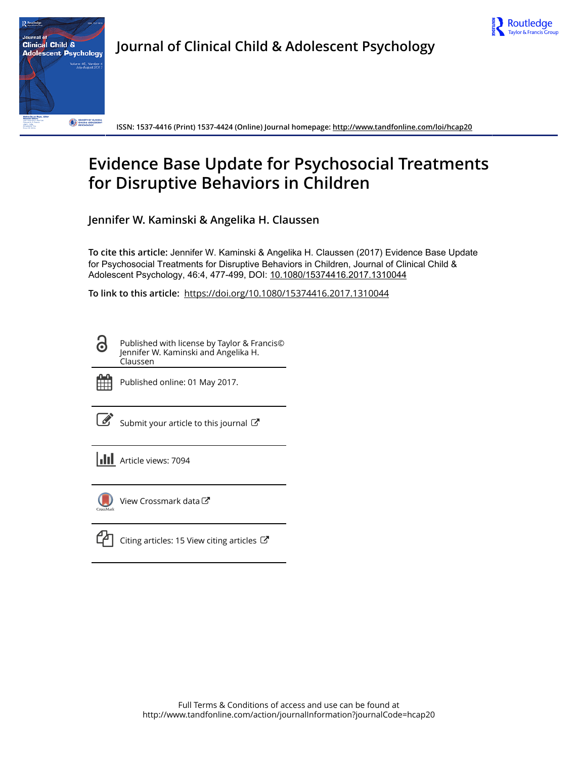Journal of Clinical Child & Adolescent Psychology

ISSN: 1537-4416 (Print) 1537-4424 (Online) Journal homepage: http://www.tandfonline.com/loi/hcap20

# Evidence Base Update for Psychosocial Treatments for Disruptive Behaviors in Children

## Jennifer W. Kaminski & Angelika H. Claussen

**To cite this article:** Jennifer W. Kaminski & Angelika H. Claussen (2017) Evidence Base Update for Psychosocial Treatments for Disruptive Behaviors in Children, Journal of Clinical Child & Adolescent Psychology, 46:4, 477-499, DOI: 10.1080/15374416.2017.1310044

**To link to this article:** https://doi.org/10.1080/15374416.2017.1310044

Published with license by Taylor & Francis© Jennifer W. Kaminski and Angelika H. Claussen

Published online: 01 May 2017.

Submit your article to this journal

Article views: 7094

View Crossmark data

Citing articles: 15 View citing articles

Full Terms & Conditions of access and use can be found at http://www.tandfonline.com/action/journalInformation?journalCode=hcap20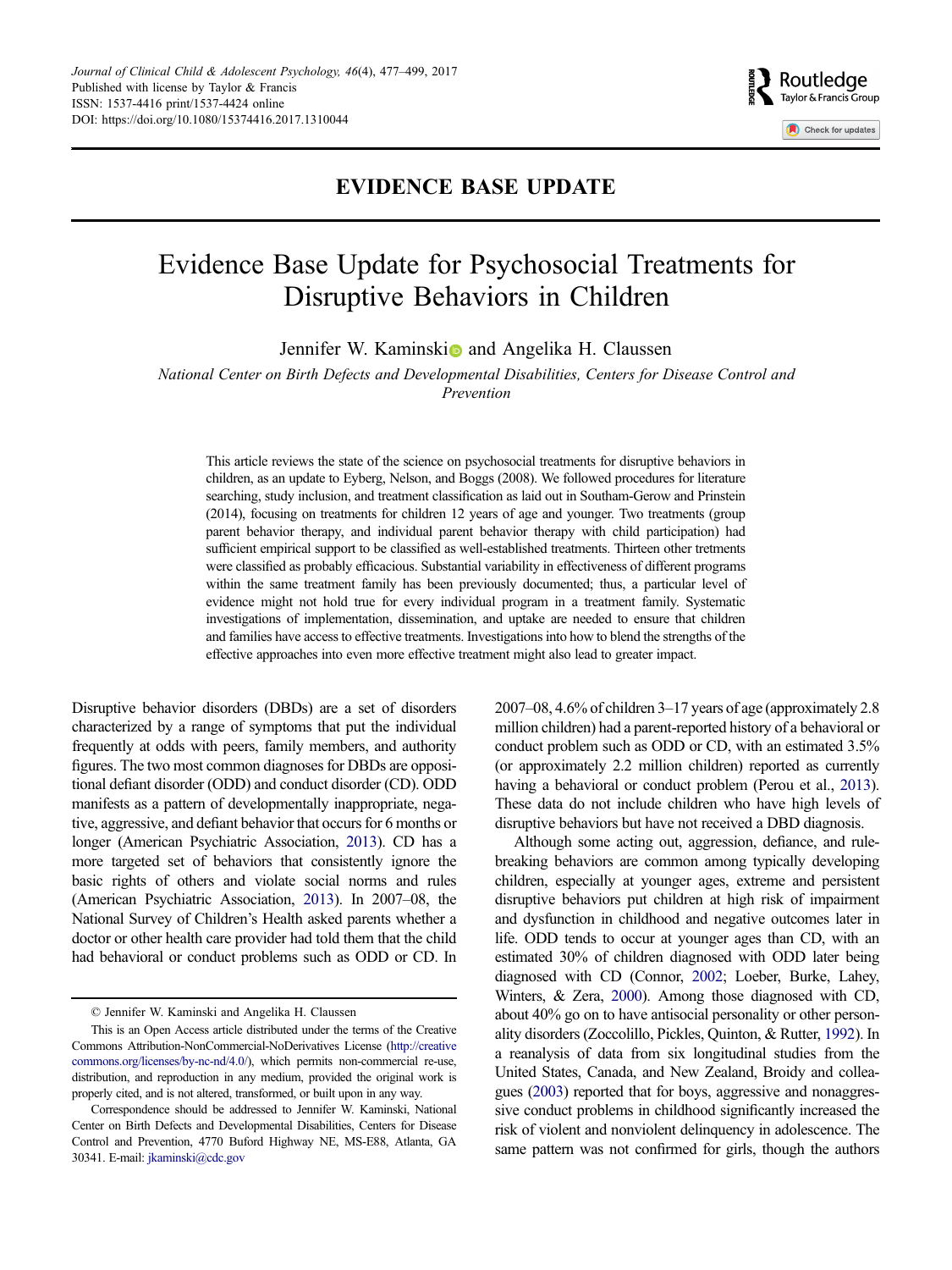# EVIDENCE BASE UPDATE

# Evidence Base Update for Psychosocial Treatments for Disruptive Behaviors in Children

Jennifer W. Kaminski and Angelika H. Claussen

*National Center on Birth Defects and Developmental Disabilities, Centers for Disease Control and Prevention*

This article reviews the state of the science on psychosocial treatments for disruptive behaviors in children, as an update to Eyberg, Nelson, and Boggs (2008). We followed procedures for literature searching, study inclusion, and treatment classification as laid out in Southam-Gerow and Prinstein (2014), focusing on treatments for children 12 years of age and younger. Two treatments (group parent behavior therapy, and individual parent behavior therapy with child participation) had sufficient empirical support to be classified as well-established treatments. Thirteen other tretments were classified as probably efficacious. Substantial variability in effectiveness of different programs within the same treatment family has been previously documented; thus, a particular level of evidence might not hold true for every individual program in a treatment family. Systematic investigations of implementation, dissemination, and uptake are needed to ensure that children and families have access to effective treatments. Investigations into how to blend the strengths of the effective approaches into even more effective treatment might also lead to greater impact.

Disruptive behavior disorders (DBDs) are a set of disorders characterized by a range of symptoms that put the individual frequently at odds with peers, family members, and authority figures. The two most common diagnoses for DBDs are oppositional defiant disorder (ODD) and conduct disorder (CD). ODD manifests as a pattern of developmentally inappropriate, negative, aggressive, and defiant behavior that occurs for 6 months or longer (American Psychiatric Association, 2013). CD has a more targeted set of behaviors that consistently ignore the basic rights of others and violate social norms and rules (American Psychiatric Association, 2013). In 2007–08, the National Survey of Children's Health asked parents whether a doctor or other health care provider had told them that the child had behavioral or conduct problems such as ODD or CD. In 2007–08, 4.6% of children 3–17 years of age (approximately 2.8 million children) had a parent-reported history of a behavioral or conduct problem such as ODD or CD, with an estimated 3.5% (or approximately 2.2 million children) reported as currently having a behavioral or conduct problem (Perou et al., 2013). These data do not include children who have high levels of disruptive behaviors but have not received a DBD diagnosis.

Although some acting out, aggression, defiance, and rule-breaking behaviors are common among typically developing children, especially at younger ages, extreme and persistent disruptive behaviors put children at high risk of impairment and dysfunction in childhood and negative outcomes later in life. ODD tends to occur at younger ages than CD, with an estimated 30% of children diagnosed with ODD later being diagnosed with CD (Connor, 2002; Loeber, Burke, Lahey, Winters, & Zera, 2000). Among those diagnosed with CD, about 40% go on to have antisocial personality or other personality disorders (Zoccolillo, Pickles, Quinton, & Rutter, 1992). In a reanalysis of data from six longitudinal studies from the United States, Canada, and New Zealand, Broidy and colleagues (2003) reported that for boys, aggressive and nonaggressive conduct problems in childhood significantly increased the risk of violent and nonviolent delinquency in adolescence. The same pattern was not confirmed for girls, though the authors

© Jennifer W. Kaminski and Angelika H. Claussen

This is an Open Access article distributed under the terms of the Creative Commons Attribution-NonCommercial-NoDerivatives License (http://creativecommons.org/licenses/by-nc-nd/4.0/), which permits non-commercial re-use, distribution, and reproduction in any medium, provided the original work is properly cited, and is not altered, transformed, or built upon in any way.

Correspondence should be addressed to Jennifer W. Kaminski, National Center on Birth Defects and Developmental Disabilities, Centers for Disease Control and Prevention, 4770 Buford Highway NE, MS-E88, Atlanta, GA 30341. E-mail: jkaminski@cdc.gov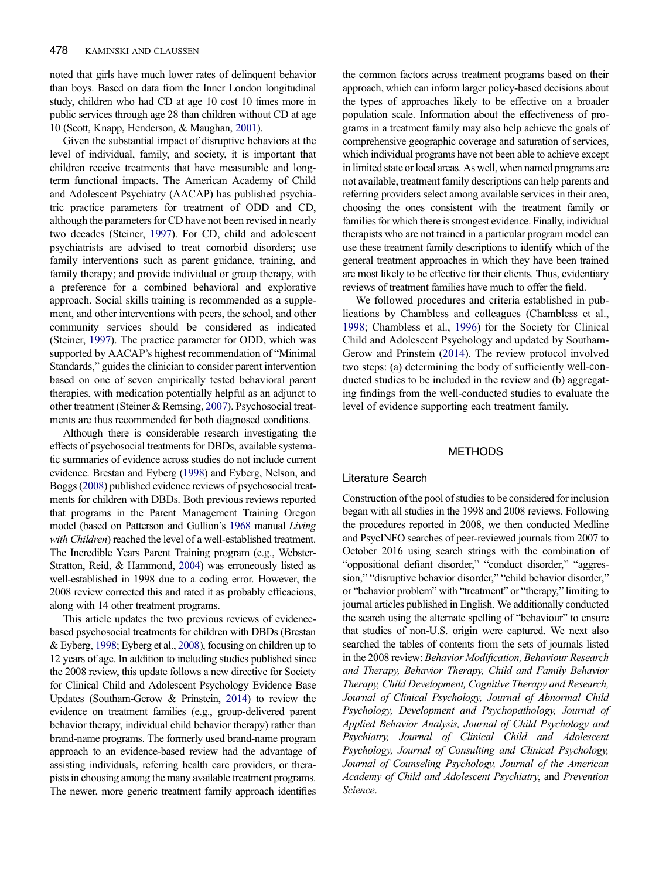noted that girls have much lower rates of delinquent behavior than boys. Based on data from the Inner London longitudinal study, children who had CD at age 10 cost 10 times more in public services through age 28 than children without CD at age 10 (Scott, Knapp, Henderson, & Maughan, 2001).

Given the substantial impact of disruptive behaviors at the level of individual, family, and society, it is important that children receive treatments that have measurable and long-term functional impacts. The American Academy of Child and Adolescent Psychiatry (AACAP) has published psychiatric practice parameters for treatment of ODD and CD, although the parameters for CD have not been revised in nearly two decades (Steiner, 1997). For CD, child and adolescent psychiatrists are advised to treat comorbid disorders; use family interventions such as parent guidance, training, and family therapy; and provide individual or group therapy, with a preference for a combined behavioral and explorative approach. Social skills training is recommended as a supplement, and other interventions with peers, the school, and other community services should be considered as indicated (Steiner, 1997). The practice parameter for ODD, which was supported by AACAP's highest recommendation of "Minimal Standards," guides the clinician to consider parent intervention based on one of seven empirically tested behavioral parent therapies, with medication potentially helpful as an adjunct to other treatment (Steiner & Remsing, 2007). Psychosocial treatments are thus recommended for both diagnosed conditions.

Although there is considerable research investigating the effects of psychosocial treatments for DBDs, available systematic summaries of evidence across studies do not include current evidence. Brestan and Eyberg (1998) and Eyberg, Nelson, and Boggs (2008) published evidence reviews of psychosocial treatments for children with DBDs. Both previous reviews reported that programs in the Parent Management Training Oregon model (based on Patterson and Gullion's 1968 manual *Living with Children*) reached the level of a well-established treatment. The Incredible Years Parent Training program (e.g., Webster-Stratton, Reid, & Hammond, 2004) was erroneously listed as well-established in 1998 due to a coding error. However, the 2008 review corrected this and rated it as probably efficacious, along with 14 other treatment programs.

This article updates the two previous reviews of evidence-based psychosocial treatments for children with DBDs (Brestan & Eyberg, 1998; Eyberg et al., 2008), focusing on children up to 12 years of age. In addition to including studies published since the 2008 review, this update follows a new directive for Society for Clinical Child and Adolescent Psychology Evidence Base Updates (Southam-Gerow & Prinstein, 2014) to review the evidence on treatment families (e.g., group-delivered parent behavior therapy, individual child behavior therapy) rather than brand-name programs. The formerly used brand-name program approach to an evidence-based review had the advantage of assisting individuals, referring health care providers, or therapists in choosing among the many available treatment programs. The newer, more generic treatment family approach identifies the common factors across treatment programs based on their approach, which can inform larger policy-based decisions about the types of approaches likely to be effective on a broader population scale. Information about the effectiveness of programs in a treatment family may also help achieve the goals of comprehensive geographic coverage and saturation of services, which individual programs have not been able to achieve except in limited state or local areas. As well, when named programs are not available, treatment family descriptions can help parents and referring providers select among available services in their area, choosing the ones consistent with the treatment family or families for which there is strongest evidence. Finally, individual therapists who are not trained in a particular program model can use these treatment family descriptions to identify which of the general treatment approaches in which they have been trained are most likely to be effective for their clients. Thus, evidentiary reviews of treatment families have much to offer the field.

We followed procedures and criteria established in publications by Chambless and colleagues (Chambless et al., 1998; Chambless et al., 1996) for the Society for Clinical Child and Adolescent Psychology and updated by Southam-Gerow and Prinstein (2014). The review protocol involved two steps: (a) determining the body of sufficiently well-conducted studies to be included in the review and (b) aggregating findings from the well-conducted studies to evaluate the level of evidence supporting each treatment family.

## METHODS

### Literature Search

Construction of the pool of studies to be considered for inclusion began with all studies in the 1998 and 2008 reviews. Following the procedures reported in 2008, we then conducted Medline and PsycINFO searches of peer-reviewed journals from 2007 to October 2016 using search strings with the combination of "oppositional defiant disorder," "conduct disorder," "aggression," "disruptive behavior disorder," "child behavior disorder," or "behavior problem" with "treatment" or "therapy," limiting to journal articles published in English. We additionally conducted the search using the alternate spelling of "behaviour" to ensure that studies of non-U.S. origin were captured. We next also searched the tables of contents from the sets of journals listed in the 2008 review: *Behavior Modification, Behaviour Research and Therapy, Behavior Therapy, Child and Family Behavior Therapy, Child Development, Cognitive Therapy and Research, Journal of Clinical Psychology, Journal of Abnormal Child Psychology, Development and Psychopathology, Journal of Applied Behavior Analysis, Journal of Child Psychology and Psychiatry, Journal of Clinical Child and Adolescent Psychology, Journal of Consulting and Clinical Psychology, Journal of Counseling Psychology, Journal of the American Academy of Child and Adolescent Psychiatry*, and *Prevention Science*.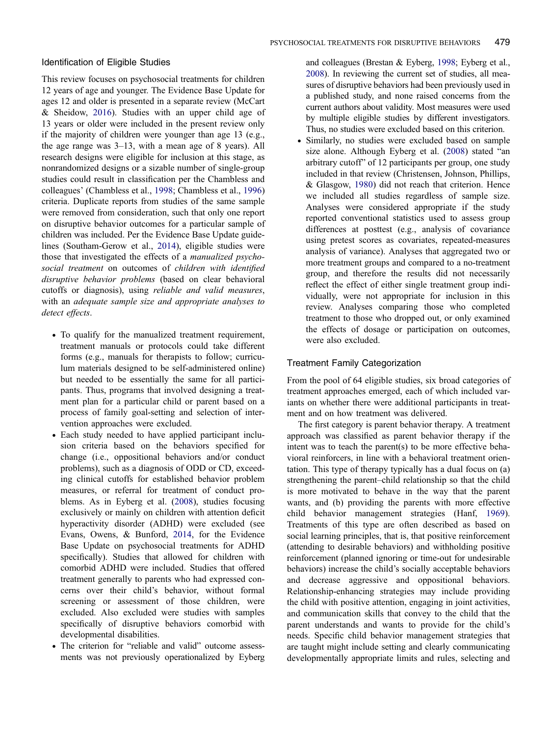## Identification of Eligible Studies

This review focuses on psychosocial treatments for children 12 years of age and younger. The Evidence Base Update for ages 12 and older is presented in a separate review (McCart & Sheidow, 2016). Studies with an upper child age of 13 years or older were included in the present review only if the majority of children were younger than age 13 (e.g., the age range was 3–13, with a mean age of 8 years). All research designs were eligible for inclusion at this stage, as nonrandomized designs or a sizable number of single-group studies could result in classification per the Chambless and colleagues' (Chambless et al., 1998; Chambless et al., 1996) criteria. Duplicate reports from studies of the same sample were removed from consideration, such that only one report on disruptive behavior outcomes for a particular sample of children was included. Per the Evidence Base Update guidelines (Southam-Gerow et al., 2014), eligible studies were those that investigated the effects of a *manualized psychosocial treatment* on outcomes of *children with identified disruptive behavior problems* (based on clear behavioral cutoffs or diagnosis), using *reliable and valid measures*, with an *adequate sample size and appropriate analyses to detect effects*.

- To qualify for the manualized treatment requirement, treatment manuals or protocols could take different forms (e.g., manuals for therapists to follow; curriculum materials designed to be self-administered online) but needed to be essentially the same for all participants. Thus, programs that involved designing a treatment plan for a particular child or parent based on a process of family goal-setting and selection of intervention approaches were excluded.
- Each study needed to have applied participant inclusion criteria based on the behaviors specified for change (i.e., oppositional behaviors and/or conduct problems), such as a diagnosis of ODD or CD, exceeding clinical cutoffs for established behavior problem measures, or referral for treatment of conduct problems. As in Eyberg et al. (2008), studies focusing exclusively or mainly on children with attention deficit hyperactivity disorder (ADHD) were excluded (see Evans, Owens, & Bunford, 2014, for the Evidence Base Update on psychosocial treatments for ADHD specifically). Studies that allowed for children with comorbid ADHD were included. Studies that offered treatment generally to parents who had expressed concerns over their child's behavior, without formal screening or assessment of those children, were excluded. Also excluded were studies with samples specifically of disruptive behaviors comorbid with developmental disabilities.
- The criterion for "reliable and valid" outcome assessments was not previously operationalized by Eyberg and colleagues (Brestan & Eyberg, 1998; Eyberg et al., 2008). In reviewing the current set of studies, all measures of disruptive behaviors had been previously used in a published study, and none raised concerns from the current authors about validity. Most measures were used by multiple eligible studies by different investigators. Thus, no studies were excluded based on this criterion.
- Similarly, no studies were excluded based on sample size alone. Although Eyberg et al. (2008) stated "an arbitrary cutoff" of 12 participants per group, one study included in that review (Christensen, Johnson, Phillips, & Glasgow, 1980) did not reach that criterion. Hence we included all studies regardless of sample size. Analyses were considered appropriate if the study reported conventional statistics used to assess group differences at posttest (e.g., analysis of covariance using pretest scores as covariates, repeated-measures analysis of variance). Analyses that aggregated two or more treatment groups and compared to a no-treatment group, and therefore the results did not necessarily reflect the effect of either single treatment group individually, were not appropriate for inclusion in this review. Analyses comparing those who completed treatment to those who dropped out, or only examined the effects of dosage or participation on outcomes, were also excluded.

## Treatment Family Categorization

From the pool of 64 eligible studies, six broad categories of treatment approaches emerged, each of which included variants on whether there were additional participants in treatment and on how treatment was delivered.

The first category is parent behavior therapy. A treatment approach was classified as parent behavior therapy if the intent was to teach the parent(s) to be more effective behavioral reinforcers, in line with a behavioral treatment orientation. This type of therapy typically has a dual focus on (a) strengthening the parent–child relationship so that the child is more motivated to behave in the way that the parent wants, and (b) providing the parents with more effective child behavior management strategies (Hanf, 1969). Treatments of this type are often described as based on social learning principles, that is, that positive reinforcement (attending to desirable behaviors) and withholding positive reinforcement (planned ignoring or time-out for undesirable behaviors) increase the child's socially acceptable behaviors and decrease aggressive and oppositional behaviors. Relationship-enhancing strategies may include providing the child with positive attention, engaging in joint activities, and communication skills that convey to the child that the parent understands and wants to provide for the child's needs. Specific child behavior management strategies that are taught might include setting and clearly communicating developmentally appropriate limits and rules, selecting and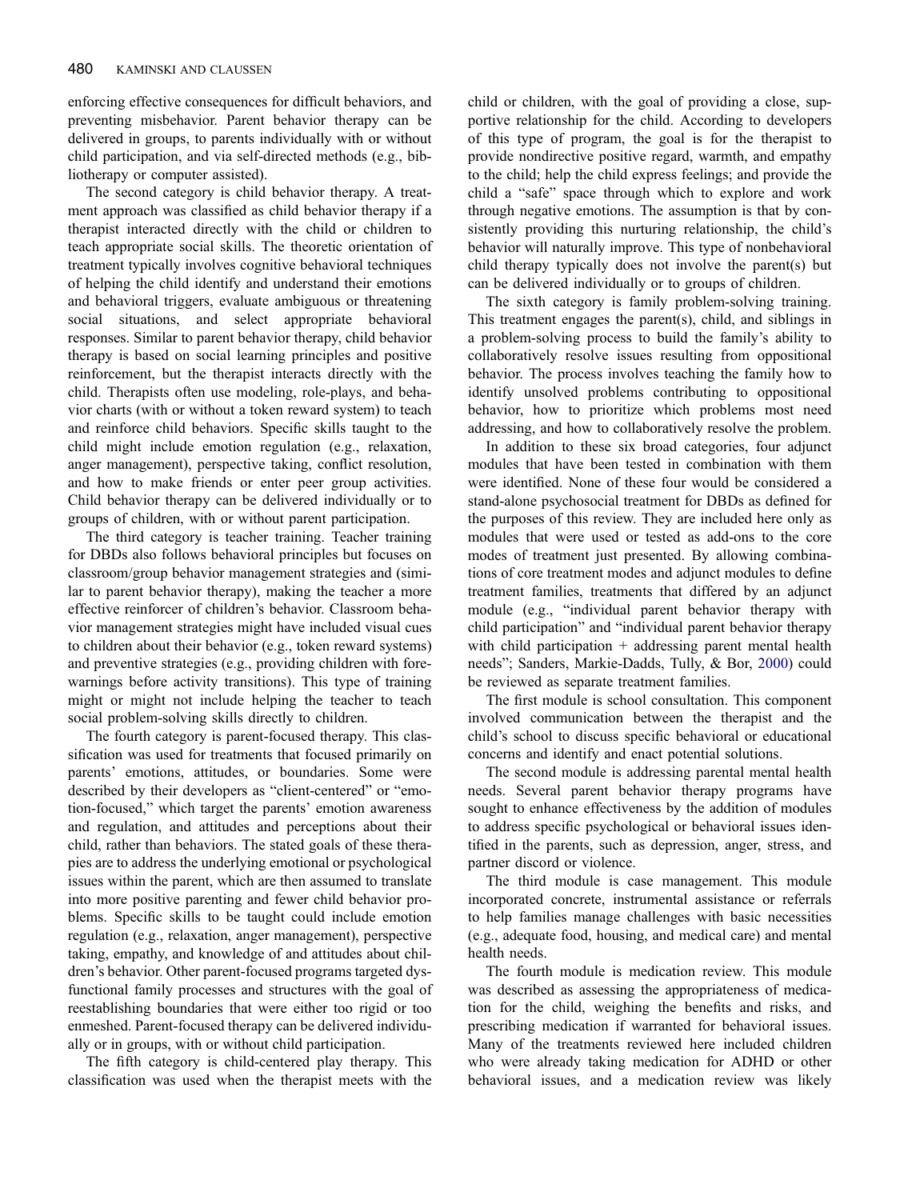enforcing effective consequences for difficult behaviors, and preventing misbehavior. Parent behavior therapy can be delivered in groups, to parents individually with or without child participation, and via self-directed methods (e.g., bibliotherapy or computer assisted).

The second category is child behavior therapy. A treatment approach was classified as child behavior therapy if a therapist interacted directly with the child or children to teach appropriate social skills. The theoretic orientation of treatment typically involves cognitive behavioral techniques of helping the child identify and understand their emotions and behavioral triggers, evaluate ambiguous or threatening social situations, and select appropriate behavioral responses. Similar to parent behavior therapy, child behavior therapy is based on social learning principles and positive reinforcement, but the therapist interacts directly with the child. Therapists often use modeling, role-plays, and behavior charts (with or without a token reward system) to teach and reinforce child behaviors. Specific skills taught to the child might include emotion regulation (e.g., relaxation, anger management), perspective taking, conflict resolution, and how to make friends or enter peer group activities. Child behavior therapy can be delivered individually or to groups of children, with or without parent participation.

The third category is teacher training. Teacher training for DBDs also follows behavioral principles but focuses on classroom/group behavior management strategies and (similar to parent behavior therapy), making the teacher a more effective reinforcer of children's behavior. Classroom behavior management strategies might have included visual cues to children about their behavior (e.g., token reward systems) and preventive strategies (e.g., providing children with forewarnings before activity transitions). This type of training might or might not include helping the teacher to teach social problem-solving skills directly to children.

The fourth category is parent-focused therapy. This classification was used for treatments that focused primarily on parents' emotions, attitudes, or boundaries. Some were described by their developers as "client-centered" or "emotion-focused," which target the parents' emotion awareness and regulation, and attitudes and perceptions about their child, rather than behaviors. The stated goals of these therapies are to address the underlying emotional or psychological issues within the parent, which are then assumed to translate into more positive parenting and fewer child behavior problems. Specific skills to be taught could include emotion regulation (e.g., relaxation, anger management), perspective taking, empathy, and knowledge of and attitudes about children's behavior. Other parent-focused programs targeted dysfunctional family processes and structures with the goal of reestablishing boundaries that were either too rigid or too enmeshed. Parent-focused therapy can be delivered individually or in groups, with or without child participation.

The fifth category is child-centered play therapy. This classification was used when the therapist meets with the child or children, with the goal of providing a close, supportive relationship for the child. According to developers of this type of program, the goal is for the therapist to provide nondirective positive regard, warmth, and empathy to the child; help the child express feelings; and provide the child a "safe" space through which to explore and work through negative emotions. The assumption is that by consistently providing this nurturing relationship, the child's behavior will naturally improve. This type of nonbehavioral child therapy typically does not involve the parent(s) but can be delivered individually or to groups of children.

The sixth category is family problem-solving training. This treatment engages the parent(s), child, and siblings in a problem-solving process to build the family's ability to collaboratively resolve issues resulting from oppositional behavior. The process involves teaching the family how to identify unsolved problems contributing to oppositional behavior, how to prioritize which problems most need addressing, and how to collaboratively resolve the problem.

In addition to these six broad categories, four adjunct modules that have been tested in combination with them were identified. None of these four would be considered a stand-alone psychosocial treatment for DBDs as defined for the purposes of this review. They are included here only as modules that were used or tested as add-ons to the core modes of treatment just presented. By allowing combinations of core treatment modes and adjunct modules to define treatment families, treatments that differed by an adjunct module (e.g., "individual parent behavior therapy with child participation" and "individual parent behavior therapy with child participation + addressing parent mental health needs"; Sanders, Markie-Dadds, Tully, & Bor, 2000) could be reviewed as separate treatment families.

The first module is school consultation. This component involved communication between the therapist and the child's school to discuss specific behavioral or educational concerns and identify and enact potential solutions.

The second module is addressing parental mental health needs. Several parent behavior therapy programs have sought to enhance effectiveness by the addition of modules to address specific psychological or behavioral issues identified in the parents, such as depression, anger, stress, and partner discord or violence.

The third module is case management. This module incorporated concrete, instrumental assistance or referrals to help families manage challenges with basic necessities (e.g., adequate food, housing, and medical care) and mental health needs.

The fourth module is medication review. This module was described as assessing the appropriateness of medication for the child, weighing the benefits and risks, and prescribing medication if warranted for behavioral issues. Many of the treatments reviewed here included children who were already taking medication for ADHD or other behavioral issues, and a medication review was likely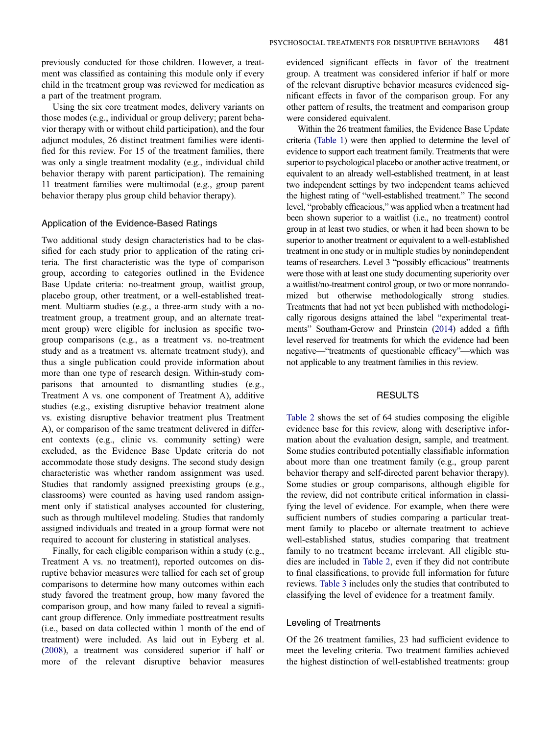previously conducted for those children. However, a treatment was classified as containing this module only if every child in the treatment group was reviewed for medication as a part of the treatment program.

Using the six core treatment modes, delivery variants on those modes (e.g., individual or group delivery; parent behavior therapy with or without child participation), and the four adjunct modules, 26 distinct treatment families were identified for this review. For 15 of the treatment families, there was only a single treatment modality (e.g., individual child behavior therapy with parent participation). The remaining 11 treatment families were multimodal (e.g., group parent behavior therapy plus group child behavior therapy).

### Application of the Evidence-Based Ratings

Two additional study design characteristics had to be classified for each study prior to application of the rating criteria. The first characteristic was the type of comparison group, according to categories outlined in the Evidence Base Update criteria: no-treatment group, waitlist group, placebo group, other treatment, or a well-established treatment. Multiarm studies (e.g., a three-arm study with a no-treatment group, a treatment group, and an alternate treatment group) were eligible for inclusion as specific two-group comparisons (e.g., as a treatment vs. no-treatment study and as a treatment vs. alternate treatment study), and thus a single publication could provide information about more than one type of research design. Within-study comparisons that amounted to dismantling studies (e.g., Treatment A vs. one component of Treatment A), additive studies (e.g., existing disruptive behavior treatment alone vs. existing disruptive behavior treatment plus Treatment A), or comparison of the same treatment delivered in different contexts (e.g., clinic vs. community setting) were excluded, as the Evidence Base Update criteria do not accommodate those study designs. The second study design characteristic was whether random assignment was used. Studies that randomly assigned preexisting groups (e.g., classrooms) were counted as having used random assignment only if statistical analyses accounted for clustering, such as through multilevel modeling. Studies that randomly assigned individuals and treated in a group format were not required to account for clustering in statistical analyses.

Finally, for each eligible comparison within a study (e.g., Treatment A vs. no treatment), reported outcomes on disruptive behavior measures were tallied for each set of group comparisons to determine how many outcomes within each study favored the treatment group, how many favored the comparison group, and how many failed to reveal a significant group difference. Only immediate posttreatment results (i.e., based on data collected within 1 month of the end of treatment) were included. As laid out in Eyberg et al. (2008), a treatment was considered superior if half or more of the relevant disruptive behavior measures evidenced significant effects in favor of the treatment group. A treatment was considered inferior if half or more of the relevant disruptive behavior measures evidenced significant effects in favor of the comparison group. For any other pattern of results, the treatment and comparison group were considered equivalent.

Within the 26 treatment families, the Evidence Base Update criteria (Table 1) were then applied to determine the level of evidence to support each treatment family. Treatments that were superior to psychological placebo or another active treatment, or equivalent to an already well-established treatment, in at least two independent settings by two independent teams achieved the highest rating of "well-established treatment." The second level, "probably efficacious," was applied when a treatment had been shown superior to a waitlist (i.e., no treatment) control group in at least two studies, or when it had been shown to be superior to another treatment or equivalent to a well-established treatment in one study or in multiple studies by nonindependent teams of researchers. Level 3 "possibly efficacious" treatments were those with at least one study documenting superiority over a waitlist/no-treatment control group, or two or more nonrandomized but otherwise methodologically strong studies. Treatments that had not yet been published with methodologically rigorous designs attained the label "experimental treatments" Southam-Gerow and Prinstein (2014) added a fifth level reserved for treatments for which the evidence had been negative—"treatments of questionable efficacy"—which was not applicable to any treatment families in this review.

## RESULTS

Table 2 shows the set of 64 studies composing the eligible evidence base for this review, along with descriptive information about the evaluation design, sample, and treatment. Some studies contributed potentially classifiable information about more than one treatment family (e.g., group parent behavior therapy and self-directed parent behavior therapy). Some studies or group comparisons, although eligible for the review, did not contribute critical information in classifying the level of evidence. For example, when there were sufficient numbers of studies comparing a particular treatment family to placebo or alternate treatment to achieve well-established status, studies comparing that treatment family to no treatment became irrelevant. All eligible studies are included in Table 2, even if they did not contribute to final classifications, to provide full information for future reviews. Table 3 includes only the studies that contributed to classifying the level of evidence for a treatment family.

### Leveling of Treatments

Of the 26 treatment families, 23 had sufficient evidence to meet the leveling criteria. Two treatment families achieved the highest distinction of well-established treatments: group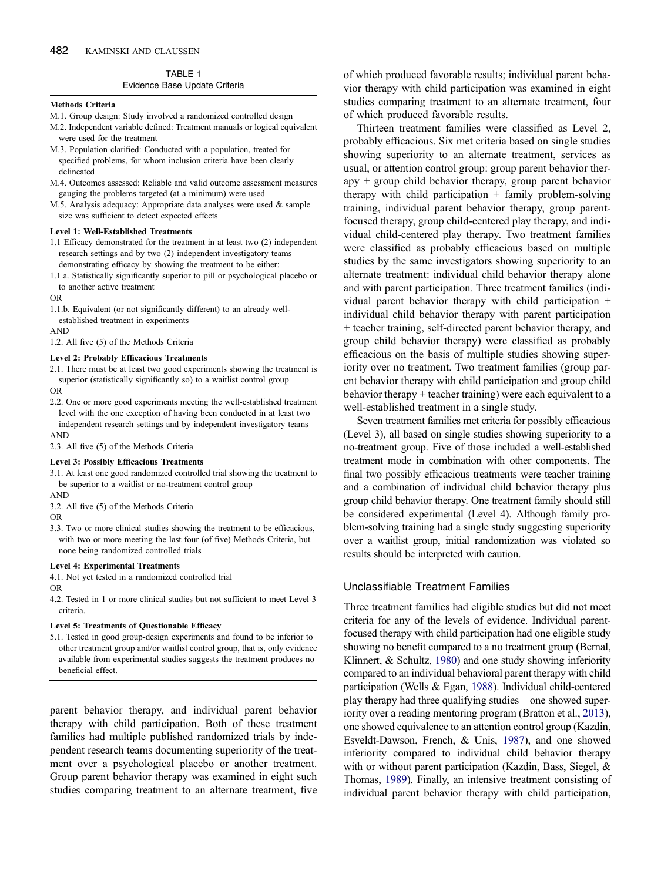TABLE 1
Evidence Base Update Criteria

**Methods Criteria**

M.1. Group design: Study involved a randomized controlled design
M.2. Independent variable defined: Treatment manuals or logical equivalent were used for the treatment
M.3. Population clarified: Conducted with a population, treated for specified problems, for whom inclusion criteria have been clearly delineated
M.4. Outcomes assessed: Reliable and valid outcome assessment measures gauging the problems targeted (at a minimum) were used
M.5. Analysis adequacy: Appropriate data analyses were used & sample size was sufficient to detect expected effects

**Level 1: Well-Established Treatments**

1.1 Efficacy demonstrated for the treatment in at least two (2) independent research settings and by two (2) independent investigatory teams demonstrating efficacy by showing the treatment to be either:
1.1.a. Statistically significantly superior to pill or psychological placebo or to another active treatment
OR
1.1.b. Equivalent (or not significantly different) to an already well-established treatment in experiments
AND
1.2. All five (5) of the Methods Criteria

**Level 2: Probably Efficacious Treatments**

2.1. There must be at least two good experiments showing the treatment is superior (statistically significantly so) to a waitlist control group
OR
2.2. One or more good experiments meeting the well-established treatment level with the one exception of having been conducted in at least two independent research settings and by independent investigatory teams
AND
2.3. All five (5) of the Methods Criteria

**Level 3: Possibly Efficacious Treatments**

3.1. At least one good randomized controlled trial showing the treatment to be superior to a waitlist or no-treatment control group
AND
3.2. All five (5) of the Methods Criteria
OR
3.3. Two or more clinical studies showing the treatment to be efficacious, with two or more meeting the last four (of five) Methods Criteria, but none being randomized controlled trials

**Level 4: Experimental Treatments**

4.1. Not yet tested in a randomized controlled trial
OR
4.2. Tested in 1 or more clinical studies but not sufficient to meet Level 3 criteria.

**Level 5: Treatments of Questionable Efficacy**

5.1. Tested in good group-design experiments and found to be inferior to other treatment group and/or waitlist control group, that is, only evidence available from experimental studies suggests the treatment produces no beneficial effect.

parent behavior therapy, and individual parent behavior therapy with child participation. Both of these treatment families had multiple published randomized trials by independent research teams documenting superiority of the treatment over a psychological placebo or another treatment. Group parent behavior therapy was examined in eight such studies comparing treatment to an alternate treatment, five of which produced favorable results; individual parent behavior therapy with child participation was examined in eight studies comparing treatment to an alternate treatment, four of which produced favorable results.

Thirteen treatment families were classified as Level 2, probably efficacious. Six met criteria based on single studies showing superiority to an alternate treatment, services as usual, or attention control group: group parent behavior therapy + group child behavior therapy, group parent behavior therapy with child participation + family problem-solving training, individual parent behavior therapy, group parent-focused therapy, group child-centered play therapy, and individual child-centered play therapy. Two treatment families were classified as probably efficacious based on multiple studies by the same investigators showing superiority to an alternate treatment: individual child behavior therapy alone and with parent participation. Three treatment families (individual parent behavior therapy with child participation + individual child behavior therapy with parent participation + teacher training, self-directed parent behavior therapy, and group child behavior therapy) were classified as probably efficacious on the basis of multiple studies showing superiority over no treatment. Two treatment families (group parent behavior therapy with child participation and group child behavior therapy + teacher training) were each equivalent to a well-established treatment in a single study.

Seven treatment families met criteria for possibly efficacious (Level 3), all based on single studies showing superiority to a no-treatment group. Five of those included a well-established treatment mode in combination with other components. The final two possibly efficacious treatments were teacher training and a combination of individual child behavior therapy plus group child behavior therapy. One treatment family should still be considered experimental (Level 4). Although family problem-solving training had a single study suggesting superiority over a waitlist group, initial randomization was violated so results should be interpreted with caution.

## Unclassifiable Treatment Families

Three treatment families had eligible studies but did not meet criteria for any of the levels of evidence. Individual parent-focused therapy with child participation had one eligible study showing no benefit compared to a no treatment group (Bernal, Klinnert, & Schultz, 1980) and one study showing inferiority compared to an individual behavioral parent therapy with child participation (Wells & Egan, 1988). Individual child-centered play therapy had three qualifying studies—one showed superiority over a reading mentoring program (Bratton et al., 2013), one showed equivalence to an attention control group (Kazdin, Esveldt-Dawson, French, & Unis, 1987), and one showed inferiority compared to individual child behavior therapy with or without parent participation (Kazdin, Bass, Siegel, & Thomas, 1989). Finally, an intensive treatment consisting of individual parent behavior therapy with child participation,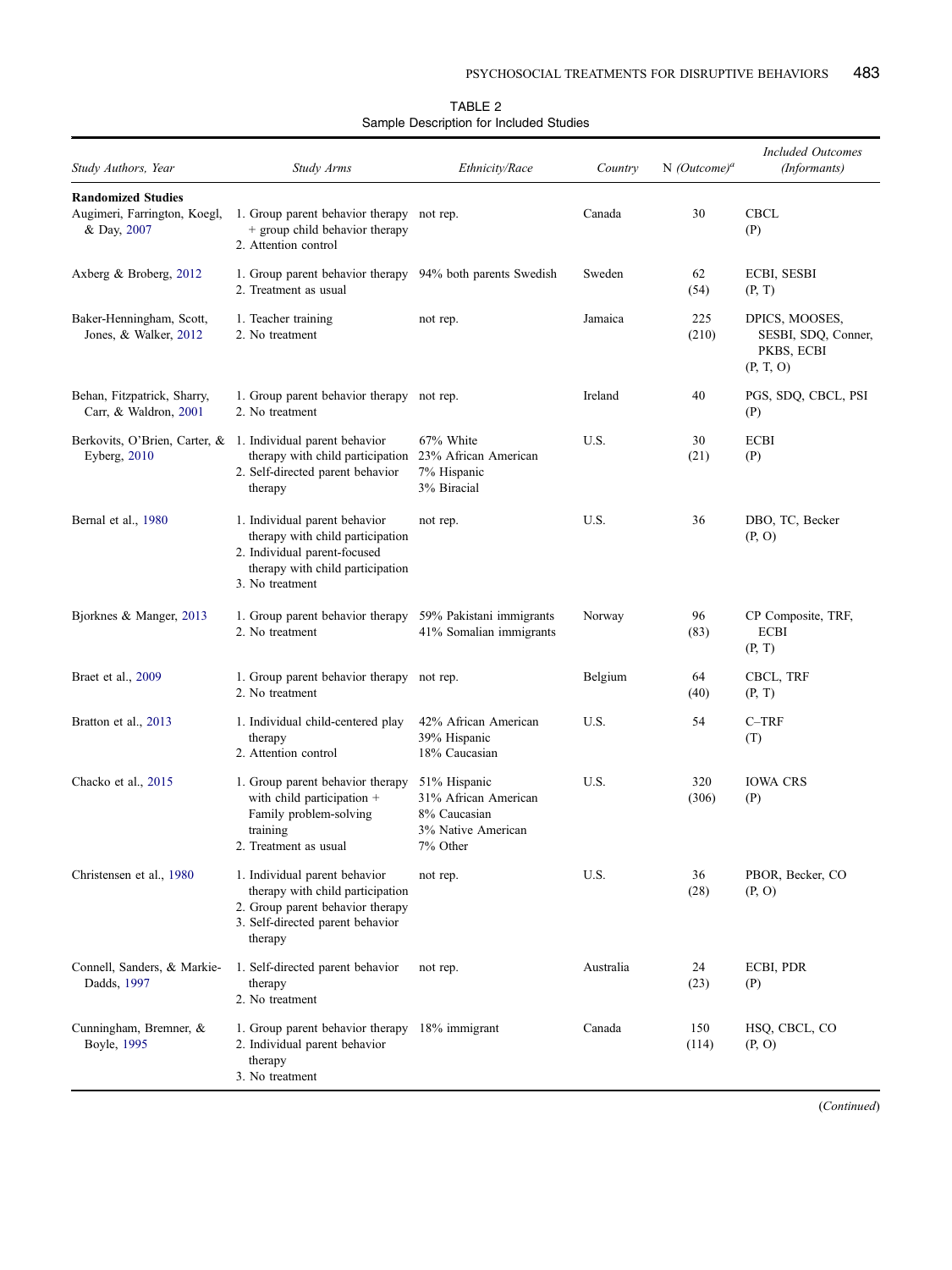TABLE 2
Sample Description for Included Studies

| Study Authors, Year | Study Arms | Ethnicity/Race | Country | N (Outcome)[a] | Included Outcomes (Informants) |
|---|---|---|---|---|---|
| **Randomized Studies** | | | | | |
| Augimeri, Farrington, Koegl, & Day, 2007 | 1. Group parent behavior therapy + group child behavior therapy<br>2. Attention control | not rep. | Canada | 30 | CBCL<br>(P) |
| Axberg & Broberg, 2012 | 1. Group parent behavior therapy<br>2. Treatment as usual | 94% both parents Swedish | Sweden | 62<br>(54) | ECBI, SESBI<br>(P, T) |
| Baker-Henningham, Scott, Jones, & Walker, 2012 | 1. Teacher training<br>2. No treatment | not rep. | Jamaica | 225<br>(210) | DPICS, MOOSES, SESBI, SDQ, Conner, PKBS, ECBI<br>(P, T, O) |
| Behan, Fitzpatrick, Sharry, Carr, & Waldron, 2001 | 1. Group parent behavior therapy<br>2. No treatment | not rep. | Ireland | 40 | PGS, SDQ, CBCL, PSI<br>(P) |
| Berkovits, O'Brien, Carter, & Eyberg, 2010 | 1. Individual parent behavior therapy with child participation<br>2. Self-directed parent behavior therapy | 67% White<br>23% African American<br>7% Hispanic<br>3% Biracial | U.S. | 30<br>(21) | ECBI<br>(P) |
| Bernal et al., 1980 | 1. Individual parent behavior therapy with child participation<br>2. Individual parent-focused therapy with child participation<br>3. No treatment | not rep. | U.S. | 36 | DBO, TC, Becker<br>(P, O) |
| Bjorknes & Manger, 2013 | 1. Group parent behavior therapy<br>2. No treatment | 59% Pakistani immigrants<br>41% Somalian immigrants | Norway | 96<br>(83) | CP Composite, TRF, ECBI<br>(P, T) |
| Braet et al., 2009 | 1. Group parent behavior therapy<br>2. No treatment | not rep. | Belgium | 64<br>(40) | CBCL, TRF<br>(P, T) |
| Bratton et al., 2013 | 1. Individual child-centered play therapy<br>2. Attention control | 42% African American<br>39% Hispanic<br>18% Caucasian | U.S. | 54 | C–TRF<br>(T) |
| Chacko et al., 2015 | 1. Group parent behavior therapy with child participation + Family problem-solving training<br>2. Treatment as usual | 51% Hispanic<br>31% African American<br>8% Caucasian<br>3% Native American<br>7% Other | U.S. | 320<br>(306) | IOWA CRS<br>(P) |
| Christensen et al., 1980 | 1. Individual parent behavior therapy with child participation<br>2. Group parent behavior therapy<br>3. Self-directed parent behavior therapy | not rep. | U.S. | 36<br>(28) | PBOR, Becker, CO<br>(P, O) |
| Connell, Sanders, & Markie-Dadds, 1997 | 1. Self-directed parent behavior therapy<br>2. No treatment | not rep. | Australia | 24<br>(23) | ECBI, PDR<br>(P) |
| Cunningham, Bremner, & Boyle, 1995 | 1. Group parent behavior therapy<br>2. Individual parent behavior therapy<br>3. No treatment | 18% immigrant | Canada | 150<br>(114) | HSQ, CBCL, CO<br>(P, O) |

(*Continued*)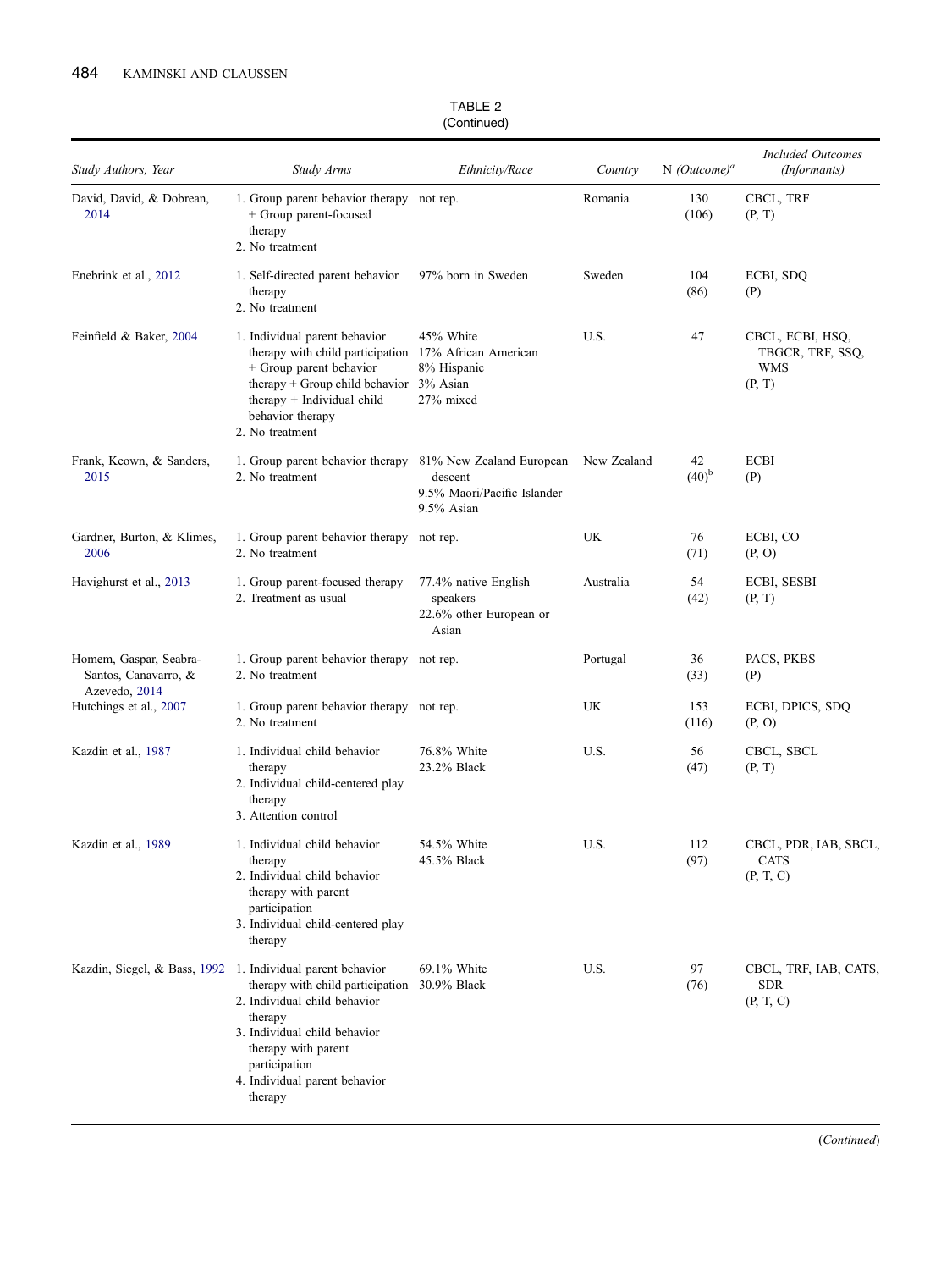TABLE 2
(Continued)

| Study Authors, Year | Study Arms | Ethnicity/Race | Country | N *(Outcome)*[a] | *Included Outcomes (Informants)* |
|---|---|---|---|---|---|
| David, David, & Dobrean, 2014 | 1. Group parent behavior therapy + Group parent-focused therapy<br>2. No treatment | not rep. | Romania | 130 (106) | CBCL, TRF (P, T) |
| Enebrink et al., 2012 | 1. Self-directed parent behavior therapy<br>2. No treatment | 97% born in Sweden | Sweden | 104 (86) | ECBI, SDQ (P) |
| Feinfield & Baker, 2004 | 1. Individual parent behavior therapy with child participation + Group parent behavior therapy + Group child behavior therapy + Individual child behavior therapy<br>2. No treatment | 45% White<br>17% African American<br>8% Hispanic<br>3% Asian<br>27% mixed | U.S. | 47 | CBCL, ECBI, HSQ, TBGCR, TRF, SSQ, WMS (P, T) |
| Frank, Keown, & Sanders, 2015 | 1. Group parent behavior therapy<br>2. No treatment | 81% New Zealand European descent<br>9.5% Maori/Pacific Islander<br>9.5% Asian | New Zealand | 42 (40)[b] | ECBI (P) |
| Gardner, Burton, & Klimes, 2006 | 1. Group parent behavior therapy<br>2. No treatment | not rep. | UK | 76 (71) | ECBI, CO (P, O) |
| Havighurst et al., 2013 | 1. Group parent-focused therapy<br>2. Treatment as usual | 77.4% native English speakers<br>22.6% other European or Asian | Australia | 54 (42) | ECBI, SESBI (P, T) |
| Homem, Gaspar, Seabra-Santos, Canavarro, & Azevedo, 2014 | 1. Group parent behavior therapy<br>2. No treatment | not rep. | Portugal | 36 (33) | PACS, PKBS (P) |
| Hutchings et al., 2007 | 1. Group parent behavior therapy<br>2. No treatment | not rep. | UK | 153 (116) | ECBI, DPICS, SDQ (P, O) |
| Kazdin et al., 1987 | 1. Individual child behavior therapy<br>2. Individual child-centered play therapy<br>3. Attention control | 76.8% White<br>23.2% Black | U.S. | 56 (47) | CBCL, SBCL (P, T) |
| Kazdin et al., 1989 | 1. Individual child behavior therapy<br>2. Individual child behavior therapy with parent participation<br>3. Individual child-centered play therapy | 54.5% White<br>45.5% Black | U.S. | 112 (97) | CBCL, PDR, IAB, SBCL, CATS (P, T, C) |
| Kazdin, Siegel, & Bass, 1992 | 1. Individual parent behavior therapy with child participation<br>2. Individual child behavior therapy<br>3. Individual child behavior therapy with parent participation<br>4. Individual parent behavior therapy | 69.1% White<br>30.9% Black | U.S. | 97 (76) | CBCL, TRF, IAB, CATS, SDR (P, T, C) |

(*Continued*)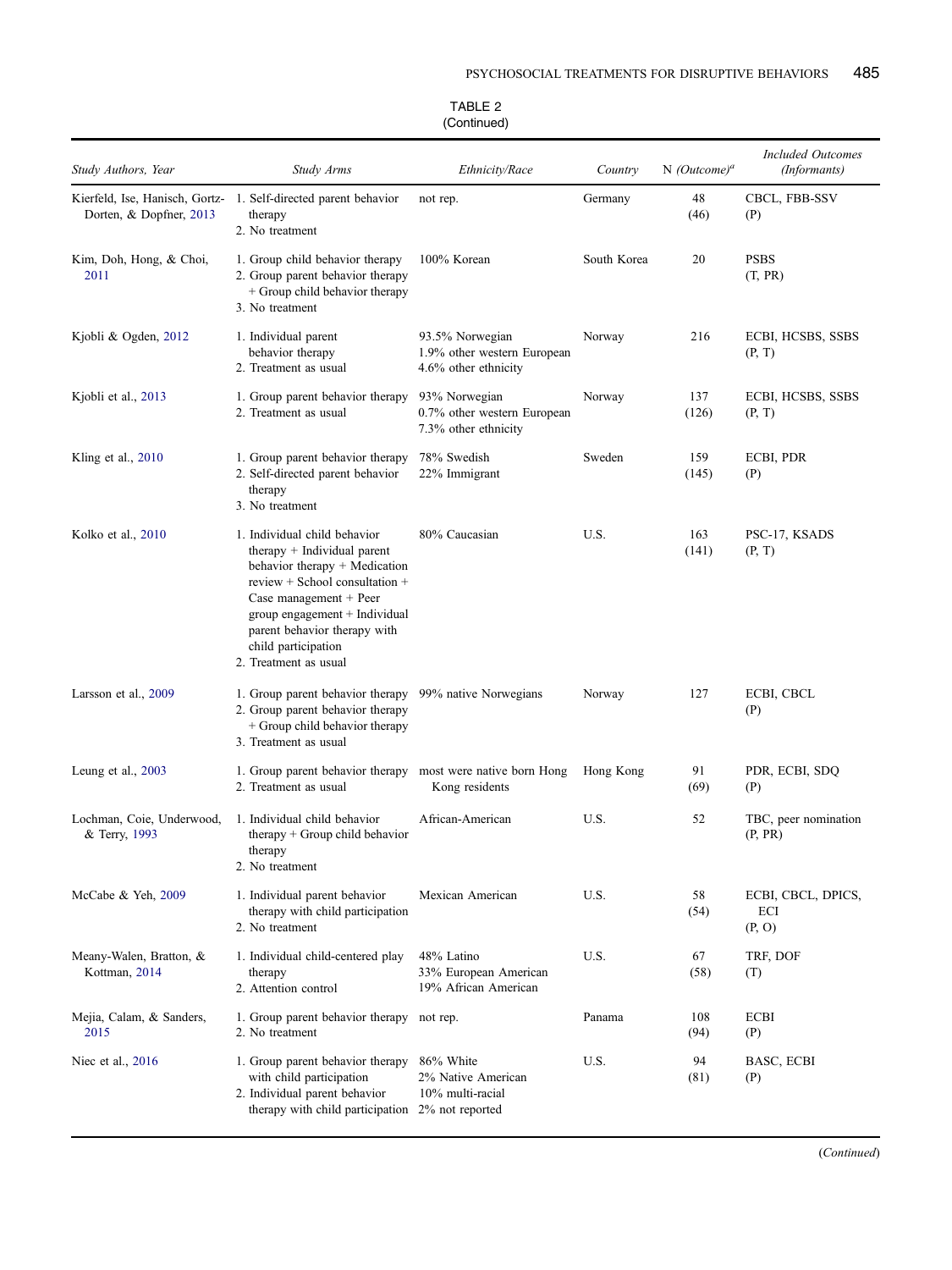TABLE 2
(Continued)

| *Study Authors, Year* | *Study Arms* | *Ethnicity/Race* | *Country* | N *(Outcome)*[a] | *Included Outcomes (Informants)* |
|---|---|---|---|---|---|
| Kierfeld, Ise, Hanisch, Gortz-Dorten, & Dopfner, 2013 | 1. Self-directed parent behavior therapy<br>2. No treatment | not rep. | Germany | 48<br>(46) | CBCL, FBB-SSV<br>(P) |
| Kim, Doh, Hong, & Choi, 2011 | 1. Group child behavior therapy<br>2. Group parent behavior therapy + Group child behavior therapy<br>3. No treatment | 100% Korean | South Korea | 20 | PSBS<br>(T, PR) |
| Kjobli & Ogden, 2012 | 1. Individual parent behavior therapy<br>2. Treatment as usual | 93.5% Norwegian<br>1.9% other western European<br>4.6% other ethnicity | Norway | 216 | ECBI, HCSBS, SSBS<br>(P, T) |
| Kjobli et al., 2013 | 1. Group parent behavior therapy<br>2. Treatment as usual | 93% Norwegian<br>0.7% other western European<br>7.3% other ethnicity | Norway | 137<br>(126) | ECBI, HCSBS, SSBS<br>(P, T) |
| Kling et al., 2010 | 1. Group parent behavior therapy<br>2. Self-directed parent behavior therapy<br>3. No treatment | 78% Swedish<br>22% Immigrant | Sweden | 159<br>(145) | ECBI, PDR<br>(P) |
| Kolko et al., 2010 | 1. Individual child behavior therapy + Individual parent behavior therapy + Medication review + School consultation + Case management + Peer group engagement + Individual parent behavior therapy with child participation<br>2. Treatment as usual | 80% Caucasian | U.S. | 163<br>(141) | PSC-17, KSADS<br>(P, T) |
| Larsson et al., 2009 | 1. Group parent behavior therapy<br>2. Group parent behavior therapy + Group child behavior therapy<br>3. Treatment as usual | 99% native Norwegians | Norway | 127 | ECBI, CBCL<br>(P) |
| Leung et al., 2003 | 1. Group parent behavior therapy<br>2. Treatment as usual | most were native born Hong Kong residents | Hong Kong | 91<br>(69) | PDR, ECBI, SDQ<br>(P) |
| Lochman, Coie, Underwood, & Terry, 1993 | 1. Individual child behavior therapy + Group child behavior therapy<br>2. No treatment | African-American | U.S. | 52 | TBC, peer nomination<br>(P, PR) |
| McCabe & Yeh, 2009 | 1. Individual parent behavior therapy with child participation<br>2. No treatment | Mexican American | U.S. | 58<br>(54) | ECBI, CBCL, DPICS, ECI<br>(P, O) |
| Meany-Walen, Bratton, & Kottman, 2014 | 1. Individual child-centered play therapy<br>2. Attention control | 48% Latino<br>33% European American<br>19% African American | U.S. | 67<br>(58) | TRF, DOF<br>(T) |
| Mejia, Calam, & Sanders, 2015 | 1. Group parent behavior therapy<br>2. No treatment | not rep. | Panama | 108<br>(94) | ECBI<br>(P) |
| Niec et al., 2016 | 1. Group parent behavior therapy with child participation<br>2. Individual parent behavior therapy with child participation | 86% White<br>2% Native American<br>10% multi-racial<br>2% not reported | U.S. | 94<br>(81) | BASC, ECBI<br>(P) |

(*Continued*)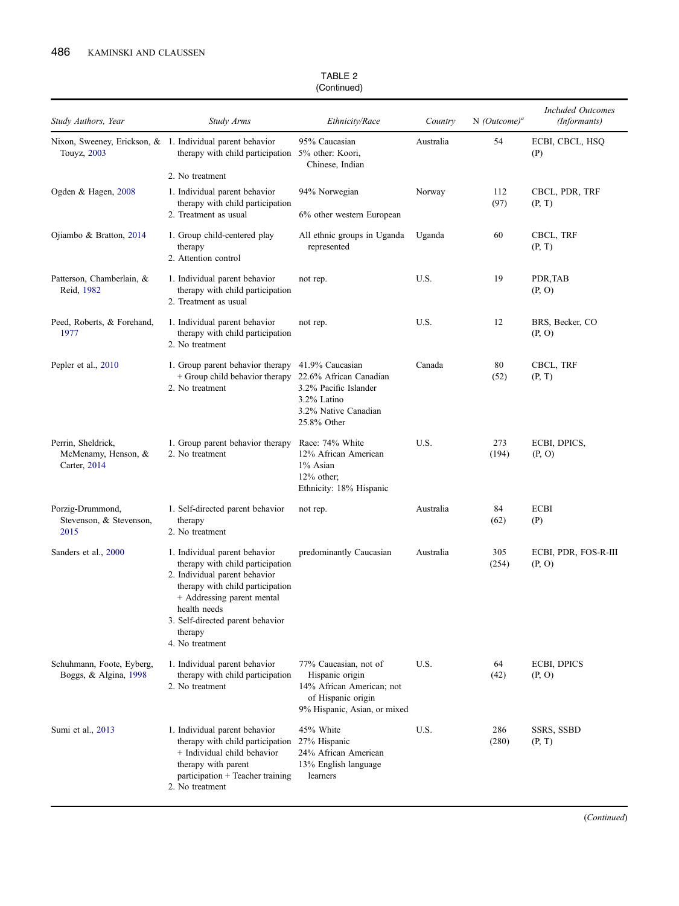TABLE 2
(Continued)

| Study Authors, Year | Study Arms | Ethnicity/Race | Country | N (Outcome)[a] | Included Outcomes (Informants) |
|---|---|---|---|---|---|
| Nixon, Sweeney, Erickson, & Touyz, 2003 | 1. Individual parent behavior therapy with child participation<br>2. No treatment | 95% Caucasian<br>5% other: Koori, Chinese, Indian | Australia | 54 | ECBI, CBCL, HSQ<br>(P) |
| Ogden & Hagen, 2008 | 1. Individual parent behavior therapy with child participation<br>2. Treatment as usual | 94% Norwegian<br>6% other western European | Norway | 112<br>(97) | CBCL, PDR, TRF<br>(P, T) |
| Ojiambo & Bratton, 2014 | 1. Group child-centered play therapy<br>2. Attention control | All ethnic groups in Uganda represented | Uganda | 60 | CBCL, TRF<br>(P, T) |
| Patterson, Chamberlain, & Reid, 1982 | 1. Individual parent behavior therapy with child participation<br>2. Treatment as usual | not rep. | U.S. | 19 | PDR,TAB<br>(P, O) |
| Peed, Roberts, & Forehand, 1977 | 1. Individual parent behavior therapy with child participation<br>2. No treatment | not rep. | U.S. | 12 | BRS, Becker, CO<br>(P, O) |
| Pepler et al., 2010 | 1. Group parent behavior therapy + Group child behavior therapy<br>2. No treatment | 41.9% Caucasian<br>22.6% African Canadian<br>3.2% Pacific Islander<br>3.2% Latino<br>3.2% Native Canadian<br>25.8% Other | Canada | 80<br>(52) | CBCL, TRF<br>(P, T) |
| Perrin, Sheldrick, McMenamy, Henson, & Carter, 2014 | 1. Group parent behavior therapy<br>2. No treatment | Race: 74% White<br>12% African American<br>1% Asian<br>12% other;<br>Ethnicity: 18% Hispanic | U.S. | 273<br>(194) | ECBI, DPICS,<br>(P, O) |
| Porzig-Drummond, Stevenson, & Stevenson, 2015 | 1. Self-directed parent behavior therapy<br>2. No treatment | not rep. | Australia | 84<br>(62) | ECBI<br>(P) |
| Sanders et al., 2000 | 1. Individual parent behavior therapy with child participation<br>2. Individual parent behavior therapy with child participation + Addressing parent mental health needs<br>3. Self-directed parent behavior therapy<br>4. No treatment | predominantly Caucasian | Australia | 305<br>(254) | ECBI, PDR, FOS-R-III<br>(P, O) |
| Schuhmann, Foote, Eyberg, Boggs, & Algina, 1998 | 1. Individual parent behavior therapy with child participation<br>2. No treatment | 77% Caucasian, not of Hispanic origin<br>14% African American; not of Hispanic origin<br>9% Hispanic, Asian, or mixed | U.S. | 64<br>(42) | ECBI, DPICS<br>(P, O) |
| Sumi et al., 2013 | 1. Individual parent behavior therapy with child participation + Individual child behavior therapy with parent participation + Teacher training<br>2. No treatment | 45% White<br>27% Hispanic<br>24% African American<br>13% English language learners | U.S. | 286<br>(280) | SSRS, SSBD<br>(P, T) |

(Continued)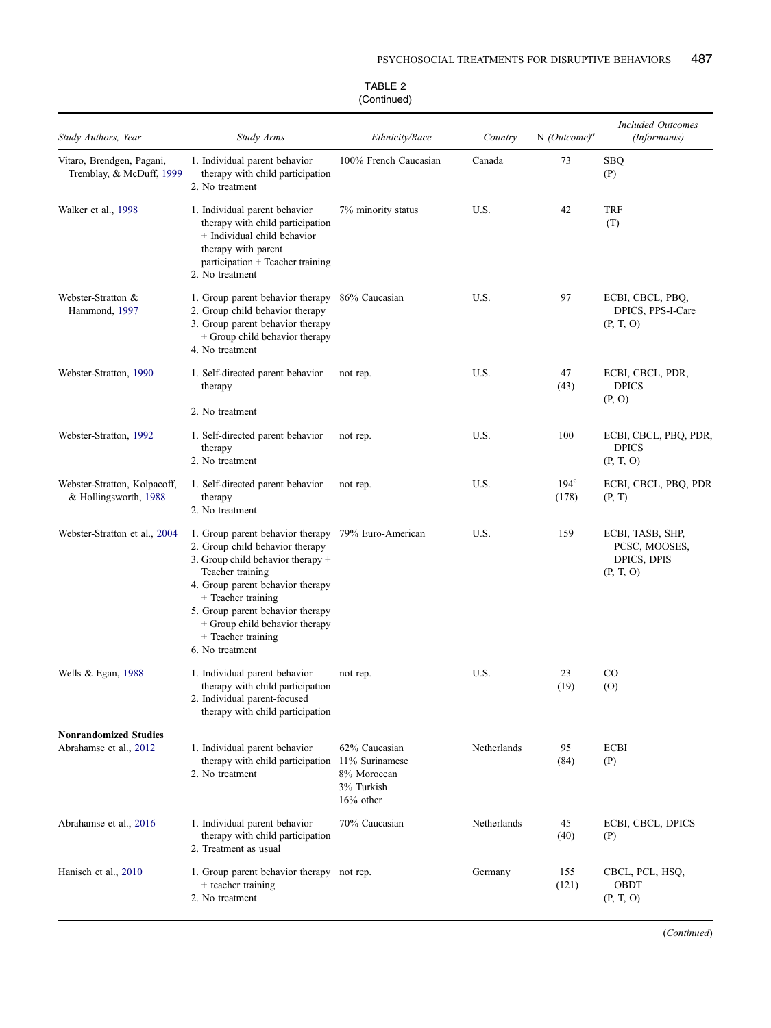TABLE 2
(Continued)

| Study Authors, Year | Study Arms | Ethnicity/Race | Country | N (Outcome)[a] | Included Outcomes (Informants) |
|---|---|---|---|---|---|
| Vitaro, Brendgen, Pagani, Tremblay, & McDuff, 1999 | 1. Individual parent behavior therapy with child participation<br>2. No treatment | 100% French Caucasian | Canada | 73 | SBQ<br>(P) |
| Walker et al., 1998 | 1. Individual parent behavior therapy with child participation + Individual child behavior therapy with parent participation + Teacher training<br>2. No treatment | 7% minority status | U.S. | 42 | TRF<br>(T) |
| Webster-Stratton & Hammond, 1997 | 1. Group parent behavior therapy<br>2. Group child behavior therapy<br>3. Group parent behavior therapy + Group child behavior therapy<br>4. No treatment | 86% Caucasian | U.S. | 97 | ECBI, CBCL, PBQ, DPICS, PPS-I-Care<br>(P, T, O) |
| Webster-Stratton, 1990 | 1. Self-directed parent behavior therapy<br>2. No treatment | not rep. | U.S. | 47<br>(43) | ECBI, CBCL, PDR, DPICS<br>(P, O) |
| Webster-Stratton, 1992 | 1. Self-directed parent behavior therapy<br>2. No treatment | not rep. | U.S. | 100 | ECBI, CBCL, PBQ, PDR, DPICS<br>(P, T, O) |
| Webster-Stratton, Kolpacoff, & Hollingsworth, 1988 | 1. Self-directed parent behavior therapy<br>2. No treatment | not rep. | U.S. | 194[c]<br>(178) | ECBI, CBCL, PBQ, PDR<br>(P, T) |
| Webster-Stratton et al., 2004 | 1. Group parent behavior therapy<br>2. Group child behavior therapy<br>3. Group child behavior therapy + Teacher training<br>4. Group parent behavior therapy + Teacher training<br>5. Group parent behavior therapy + Group child behavior therapy + Teacher training<br>6. No treatment | 79% Euro-American | U.S. | 159 | ECBI, TASB, SHP, PCSC, MOOSES, DPICS, DPIS<br>(P, T, O) |
| Wells & Egan, 1988 | 1. Individual parent behavior therapy with child participation<br>2. Individual parent-focused therapy with child participation | not rep. | U.S. | 23<br>(19) | CO<br>(O) |
| **Nonrandomized Studies** | | | | | |
| Abrahamse et al., 2012 | 1. Individual parent behavior therapy with child participation<br>2. No treatment | 62% Caucasian<br>11% Surinamese<br>8% Moroccan<br>3% Turkish<br>16% other | Netherlands | 95<br>(84) | ECBI<br>(P) |
| Abrahamse et al., 2016 | 1. Individual parent behavior therapy with child participation<br>2. Treatment as usual | 70% Caucasian | Netherlands | 45<br>(40) | ECBI, CBCL, DPICS<br>(P) |
| Hanisch et al., 2010 | 1. Group parent behavior therapy + teacher training<br>2. No treatment | not rep. | Germany | 155<br>(121) | CBCL, PCL, HSQ, OBDT<br>(P, T, O) |

(Continued)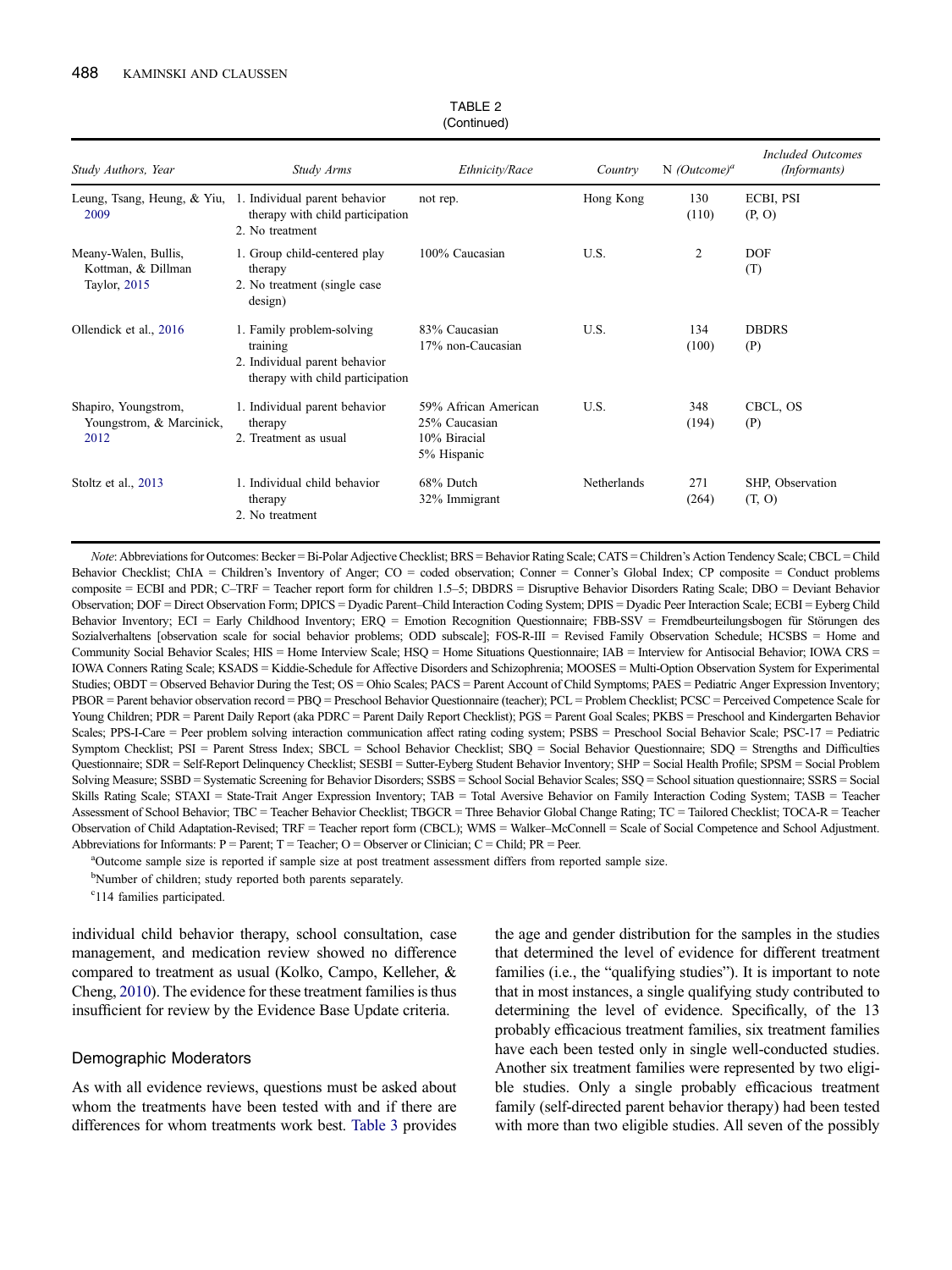TABLE 2
(Continued)

| Study Authors, Year | Study Arms | Ethnicity/Race | Country | N (Outcome)[a] | Included Outcomes (Informants) |
|---|---|---|---|---|---|
| Leung, Tsang, Heung, & Yiu, 2009 | 1. Individual parent behavior therapy with child participation<br>2. No treatment | not rep. | Hong Kong | 130 (110) | ECBI, PSI (P, O) |
| Meany-Walen, Bullis, Kottman, & Dillman Taylor, 2015 | 1. Group child-centered play therapy<br>2. No treatment (single case design) | 100% Caucasian | U.S. | 2 | DOF (T) |
| Ollendick et al., 2016 | 1. Family problem-solving training<br>2. Individual parent behavior therapy with child participation | 83% Caucasian<br>17% non-Caucasian | U.S. | 134 (100) | DBDRS (P) |
| Shapiro, Youngstrom, Youngstrom, & Marcinick, 2012 | 1. Individual parent behavior therapy<br>2. Treatment as usual | 59% African American<br>25% Caucasian<br>10% Biracial<br>5% Hispanic | U.S. | 348 (194) | CBCL, OS (P) |
| Stoltz et al., 2013 | 1. Individual child behavior therapy<br>2. No treatment | 68% Dutch<br>32% Immigrant | Netherlands | 271 (264) | SHP, Observation (T, O) |

*Note*: Abbreviations for Outcomes: Becker = Bi-Polar Adjective Checklist; BRS = Behavior Rating Scale; CATS = Children's Action Tendency Scale; CBCL = Child Behavior Checklist; ChIA = Children's Inventory of Anger; CO = coded observation; Conner = Conner's Global Index; CP composite = Conduct problems composite = ECBI and PDR; C–TRF = Teacher report form for children 1.5–5; DBDRS = Disruptive Behavior Disorders Rating Scale; DBO = Deviant Behavior Observation; DOF = Direct Observation Form; DPICS = Dyadic Parent–Child Interaction Coding System; DPIS = Dyadic Peer Interaction Scale; ECBI = Eyberg Child Behavior Inventory; ECI = Early Childhood Inventory; ERQ = Emotion Recognition Questionnaire; FBB-SSV = Fremdbeurteilungsbogen für Störungen des Sozialverhaltens [observation scale for social behavior problems; ODD subscale]; FOS-R-III = Revised Family Observation Schedule; HCSBS = Home and Community Social Behavior Scales; HIS = Home Interview Scale; HSQ = Home Situations Questionnaire; IAB = Interview for Antisocial Behavior; IOWA CRS = IOWA Conners Rating Scale; KSADS = Kiddie-Schedule for Affective Disorders and Schizophrenia; MOOSES = Multi-Option Observation System for Experimental Studies; OBDT = Observed Behavior During the Test; OS = Ohio Scales; PACS = Parent Account of Child Symptoms; PAES = Pediatric Anger Expression Inventory; PBOR = Parent behavior observation record = PBQ = Preschool Behavior Questionnaire (teacher); PCL = Problem Checklist; PCSC = Perceived Competence Scale for Young Children; PDR = Parent Daily Report (aka PDRC = Parent Daily Report Checklist); PGS = Parent Goal Scales; PKBS = Preschool and Kindergarten Behavior Scales; PPS-I-Care = Peer problem solving interaction communication affect rating coding system; PSBS = Preschool Social Behavior Scale; PSC-17 = Pediatric Symptom Checklist; PSI = Parent Stress Index; SBCL = School Behavior Checklist; SBQ = Social Behavior Questionnaire; SDQ = Strengths and Difficulties Questionnaire; SDR = Self-Report Delinquency Checklist; SESBI = Sutter-Eyberg Student Behavior Inventory; SHP = Social Health Profile; SPSM = Social Problem Solving Measure; SSBD = Systematic Screening for Behavior Disorders; SSBS = School Social Behavior Scales; SSQ = School situation questionnaire; SSRS = Social Skills Rating Scale; STAXI = State-Trait Anger Expression Inventory; TAB = Total Aversive Behavior on Family Interaction Coding System; TASB = Teacher Assessment of School Behavior; TBC = Teacher Behavior Checklist; TBGCR = Three Behavior Global Change Rating; TC = Tailored Checklist; TOCA-R = Teacher Observation of Child Adaptation-Revised; TRF = Teacher report form (CBCL); WMS = Walker–McConnell = Scale of Social Competence and School Adjustment. Abbreviations for Informants: P = Parent; T = Teacher; O = Observer or Clinician; C = Child; PR = Peer.

[a]Outcome sample size is reported if sample size at post treatment assessment differs from reported sample size.

[b]Number of children; study reported both parents separately.

[c]114 families participated.

individual child behavior therapy, school consultation, case management, and medication review showed no difference compared to treatment as usual (Kolko, Campo, Kelleher, & Cheng, 2010). The evidence for these treatment families is thus insufficient for review by the Evidence Base Update criteria.

## Demographic Moderators

As with all evidence reviews, questions must be asked about whom the treatments have been tested with and if there are differences for whom treatments work best. Table 3 provides the age and gender distribution for the samples in the studies that determined the level of evidence for different treatment families (i.e., the "qualifying studies"). It is important to note that in most instances, a single qualifying study contributed to determining the level of evidence. Specifically, of the 13 probably efficacious treatment families, six treatment families have each been tested only in single well-conducted studies. Another six treatment families were represented by two eligible studies. Only a single probably efficacious treatment family (self-directed parent behavior therapy) had been tested with more than two eligible studies. All seven of the possibly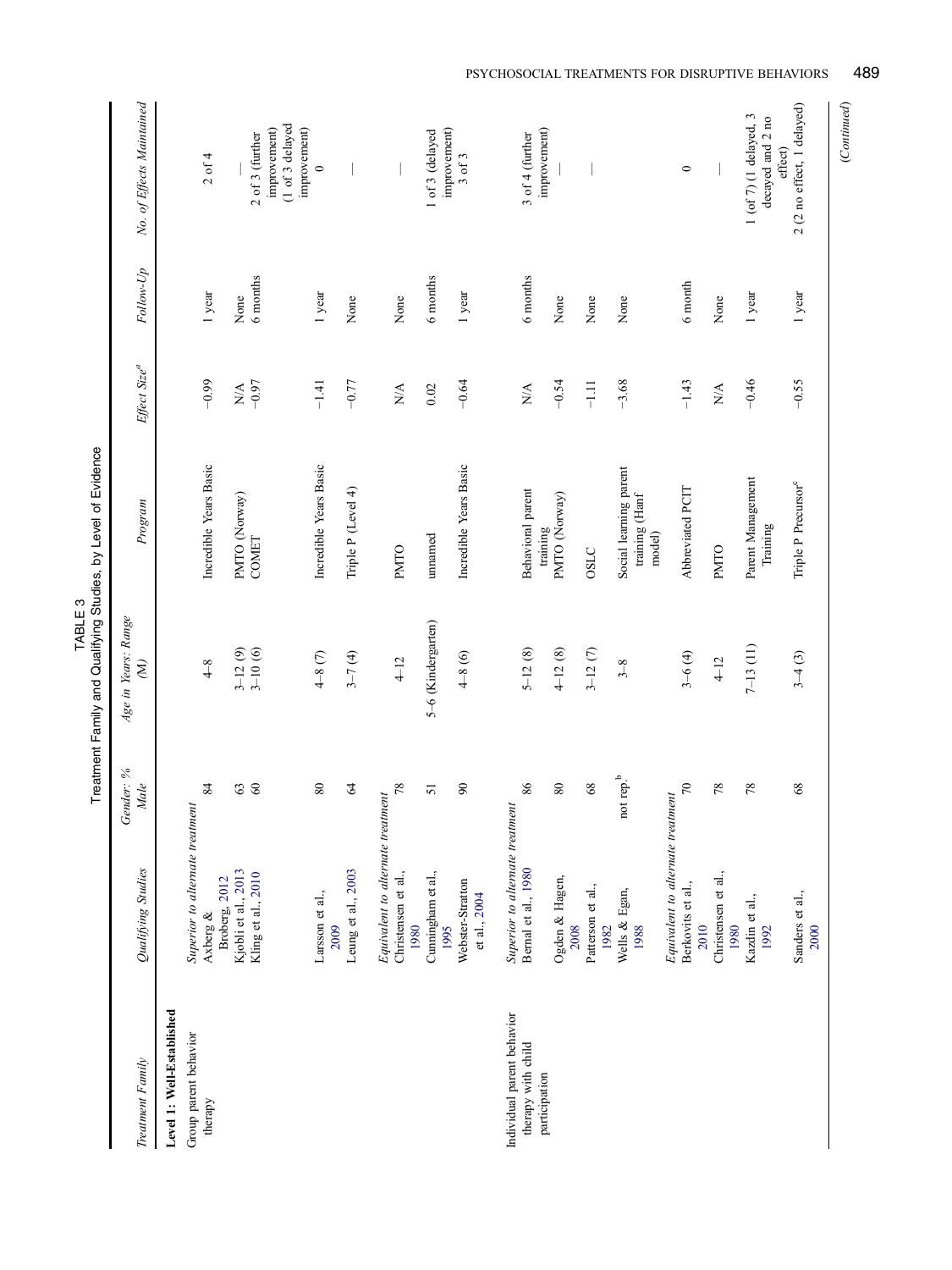TABLE 3
Treatment Family and Qualifying Studies, by Level of Evidence

| Treatment Family | Qualifying Studies | Gender: % Male | Age in Years: Range (M) | Program | Effect Size[a] | Follow-Up | No. of Effects Maintained |
|---|---|---|---|---|---|---|---|
| **Level 1: Well-Established** | | | | | | | |
| Group parent behavior therapy | *Superior to alternate treatment* | | | | | | |
| | Axberg & Broberg, 2012 | 84 | 4–8 | Incredible Years Basic | −0.99 | 1 year | 2 of 4 |
| | Kjøbli et al., 2013 | 63 | 3–12 (9) | PMTO (Norway) | N/A | None | — |
| | Kling et al., 2010 | 60 | 3–10 (6) | COMET | −0.97 | 6 months | 2 of 3 (further improvement) (1 of 3 delayed improvement) |
| | Larsson et al., 2009 | 80 | 4–8 (7) | Incredible Years Basic | −1.41 | 1 year | 0 |
| | Leung et al., 2003 | 64 | 3–7 (4) | Triple P (Level 4) | −0.77 | None | — |
| | *Equivalent to alternate treatment* | | | | | | |
| | Christensen et al., 1980 | 78 | 4–12 | PMTO | N/A | None | — |
| | Cunningham et al., 1995 | 51 | 5–6 (Kindergarten) | unnamed | 0.02 | 6 months | 1 of 3 (delayed improvement) |
| | Webster-Stratton et al., 2004 | 90 | 4–8 (6) | Incredible Years Basic | −0.64 | 1 year | 3 of 3 |
| Individual parent behavior therapy with child participation | *Superior to alternate treatment* | | | | | | |
| | Bernal et al., 1980 | 86 | 5–12 (8) | Behavioral parent training | N/A | 6 months | 3 of 4 (further improvement) |
| | Ogden & Hagen, 2008 | 80 | 4–12 (8) | PMTO (Norway) | −0.54 | None | — |
| | Patterson et al., 1982 | 68 | 3–12 (7) | OSLC | −1.11 | None | — |
| | Wells & Egan, 1988 | not rep.[b] | 3–8 | Social learning parent training (Hanf model) | −3.68 | None | — |
| | *Equivalent to alternate treatment* | | | | | | |
| | Berkovits et al., 2010 | 70 | 3–6 (4) | Abbreviated PCIT | −1.43 | 6 month | 0 |
| | Christensen et al., 1980 | 78 | 4–12 | PMTO | N/A | None | — |
| | Kazdin et al., 1992 | 78 | 7–13 (11) | Parent Management Training | −0.46 | 1 year | 1 (of 7) (1 delayed, 3 decayed and 2 no effect) |
| | Sanders et al., 2000 | 68 | 3–4 (3) | Triple P Precursor[c] | −0.55 | 1 year | 2 (2 no effect, 1 delayed) |

*(Continued)*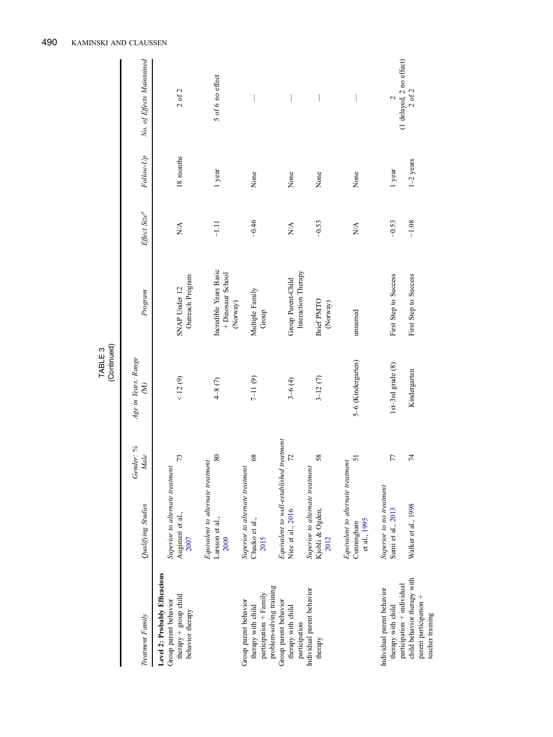TABLE 3
(Continued)

| Treatment Family | Qualifying Studies | Gender: % Male | Age in Years: Range (M) | Program | Effect Size[a] | Follow-Up | No. of Effects Maintained |
|---|---|---|---|---|---|---|---|
| **Level 2: Probably Efficacious** | | | | | | | |
| Group parent behavior therapy + group child behavior therapy | *Superior to alternate treatment* | | | | | | |
| | Augimeri et al., 2007 | 73 | < 12 (9) | SNAP Under 12 Outreach Program | N/A | 18 months | 2 of 2 |
| | *Equivalent to alternate treatment* | | | | | | |
| | Larsson et al., 2009 | 80 | 4–8 (7) | Incredible Years Basic + Dinosaur School (Norway) | −1.11 | 1 year | 5 of 6 no effect |
| Group parent behavior therapy with child participation + Family problem-solving training | *Superior to alternate treatment* | | | | | | |
| | Chacko et al., 2015 | 68 | 7–11 (9) | Multiple Family Group | −0.46 | None | — |
| Group parent behavior therapy with child participation | *Equivalent to well-established treatment* | | | | | | |
| | Niec et al., 2016 | 72 | 3–6 (4) | Group Parent-Child Interaction Therapy | N/A | None | — |
| Individual parent behavior therapy | *Superior to alternate treatment* | | | | | | |
| | Kjobli & Ogden, 2012 | 58 | 3–12 (7) | Brief PMTO (Norway) | −0.53 | None | — |
| | *Equivalent to alternate treatment* | | | | | | |
| | Cunningham et al., 1995 | 51 | 5–6 (Kindergarten) | unnamed | N/A | None | — |
| Individual parent behavior therapy with child participation + individual child behavior therapy with parent participation + teacher training | *Superior to no treatment* | | | | | | |
| | Sumi et al., 2013 | 77 | 1st–3rd grade (8) | First Step to Success | −0.53 | 1 year | 2 (1 delayed, 2 no effect) |
| | Walker et al., 1998 | 74 | Kindergarten | First Step to Success | −1.08 | 1–2 years | 2 of 2 |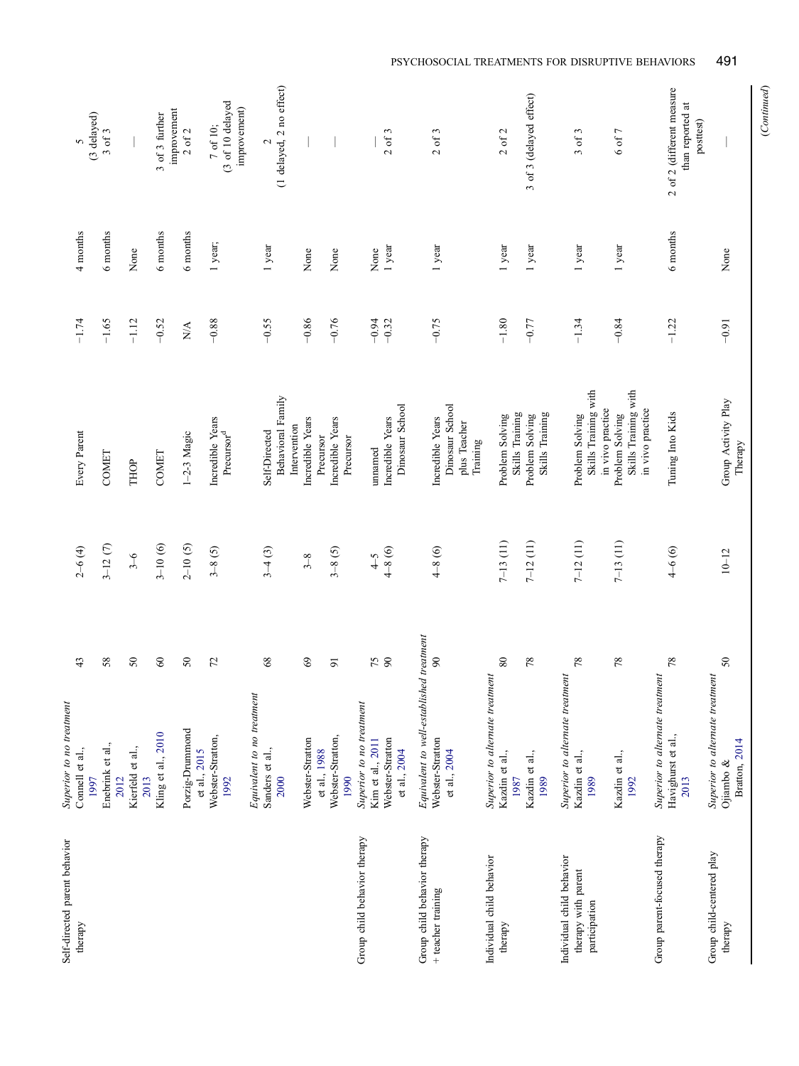| | | | | | | | |
|---|---|---|---|---|---|---|---|
| Self-directed parent behavior therapy | *Superior to no treatment* | | | | | | |
| | Connell et al., 1997 | 43 | 2–6 (4) | Every Parent | −1.74 | 4 months | 5 (3 delayed) |
| | Enebrink et al., 2012 | 58 | 3–12 (7) | COMET | −1.65 | 6 months | 3 of 3 |
| | Kierfeld et al., 2013 | 50 | 3–6 | THOP | −1.12 | None | — |
| | Kling et al., 2010 | 60 | 3–10 (6) | COMET | −0.52 | 6 months | 3 of 3 further improvement |
| | Porzig-Drummond et al., 2015 | 50 | 2–10 (5) | 1–2-3 Magic | N/A | 6 months | 2 of 2 |
| | Webster-Stratton, 1992 | 72 | 3–8 (5) | Incredible Years Precursor[d] | −0.88 | 1 year; | 7 of 10; (3 of 10 delayed improvement) |
| | *Equivalent to no treatment* | | | | | | |
| | Sanders et al., 2000 | 68 | 3–4 (3) | Self-Directed Behavioral Family Intervention | −0.55 | 1 year | 2 (1 delayed, 2 no effect) |
| | Webster-Stratton et al., 1988 | 69 | 3–8 | Incredible Years Precursor | −0.86 | None | — |
| | Webster-Stratton, 1990 | 91 | 3–8 (5) | Incredible Years Precursor | −0.76 | None | — |
| Group child behavior therapy | *Superior to no treatment* | | | | | | |
| | Kim et al., 2011 | 75 | 4–5 | unnamed | −0.94 | None | — |
| | Webster-Stratton et al., 2004 | 90 | 4–8 (6) | Incredible Years Dinosaur School | −0.32 | 1 year | 2 of 3 |
| Group child behavior therapy + teacher training | *Equivalent to well-established treatment* | | | | | | |
| | Webster-Stratton et al., 2004 | 90 | 4–8 (6) | Incredible Years Dinosaur School plus Teacher Training | −0.75 | 1 year | 2 of 3 |
| Individual child behavior therapy | *Superior to alternate treatment* | | | | | | |
| | Kazdin et al., 1987 | 80 | 7–13 (11) | Problem Solving Skills Training | −1.80 | 1 year | 2 of 2 |
| | Kazdin et al., 1989 | 78 | 7–12 (11) | Problem Solving Skills Training | −0.77 | 1 year | 3 of 3 (delayed effect) |
| Individual child behavior therapy with parent participation | *Superior to alternate treatment* | | | | | | |
| | Kazdin et al., 1989 | 78 | 7–12 (11) | Problem Solving Skills Training with in vivo practice | −1.34 | 1 year | 3 of 3 |
| | Kazdin et al., 1992 | 78 | 7–13 (11) | Problem Solving Skills Training with in vivo practice | −0.84 | 1 year | 6 of 7 |
| Group parent-focused therapy | *Superior to alternate treatment* | | | | | | |
| | Havighurst et al., 2013 | 78 | 4–6 (6) | Tuning Into Kids | −1.22 | 6 months | 2 of 2 (different measure than reported at posttest) |
| Group child-centered play therapy | *Superior to alternate treatment* | | | | | | |
| | Ojiambo & Bratton, 2014 | 50 | 10–12 | Group Activity Play Therapy | −0.91 | None | — |

(*Continued*)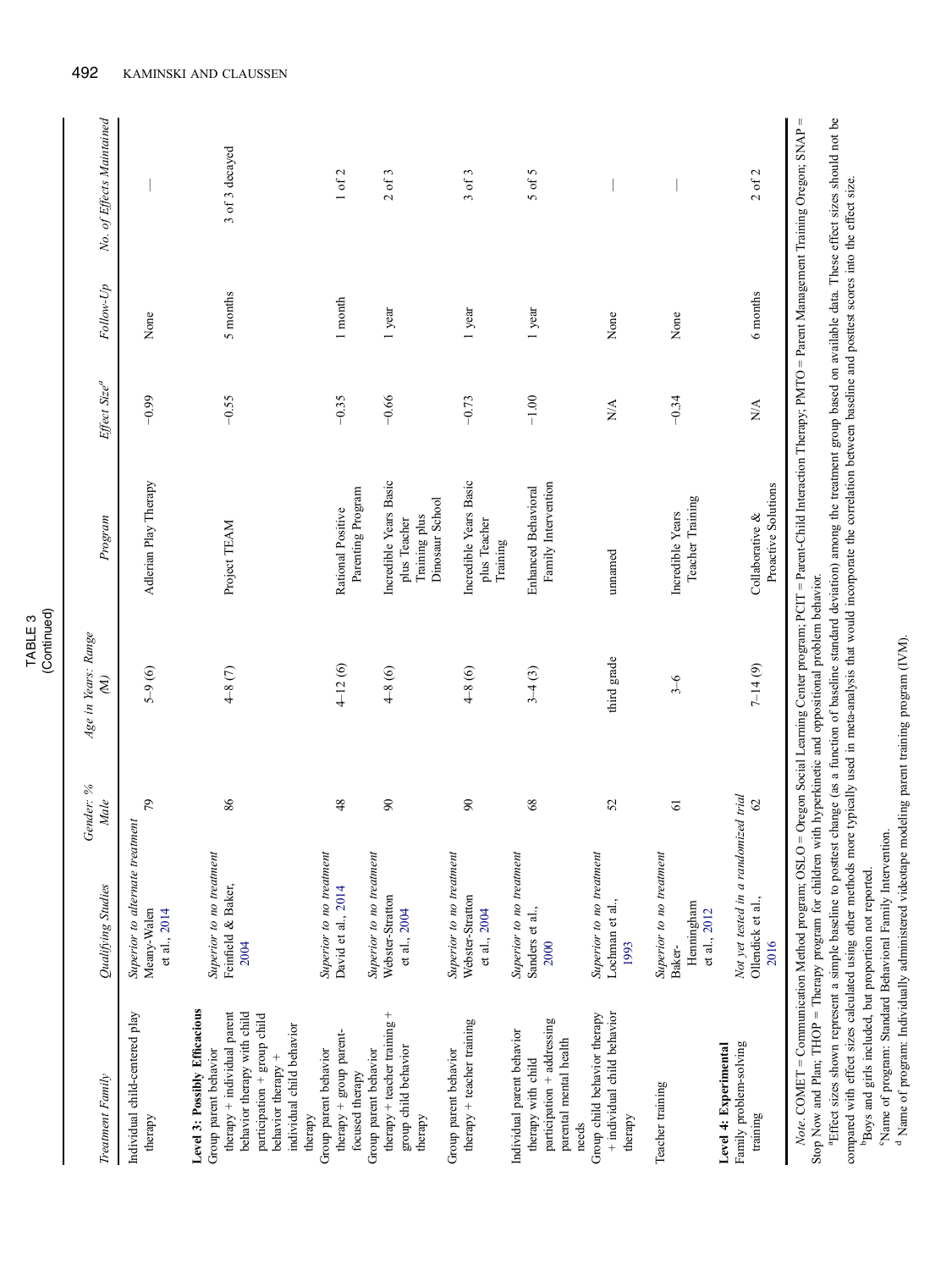TABLE 3
(Continued)

| Treatment Family | Qualifying Studies | Gender: % Male | Age in Years: Range (M) | Program | Effect Size[a] | Follow-Up | No. of Effects Maintained |
|---|---|---|---|---|---|---|---|
| | *Superior to alternate treatment* | | | | | | |
| Individual child-centered play therapy | Meany-Walen et al., 2014 | 79 | 5–9 (6) | Adlerian Play Therapy | −0.99 | None | — |
| **Level 3: Possibly Efficacious** | | | | | | | |
| | *Superior to no treatment* | | | | | | |
| Group parent behavior therapy + individual parent behavior therapy with child participation + group child behavior therapy + individual child behavior therapy | Feinfield & Baker, 2004 | 86 | 4–8 (7) | Project TEAM | −0.55 | 5 months | 3 of 3 decayed |
| | *Superior to no treatment* | | | | | | |
| Group parent behavior therapy + group parent-focused therapy | David et al., 2014 | 48 | 4–12 (6) | Rational Positive Parenting Program | −0.35 | 1 month | 1 of 2 |
| | *Superior to no treatment* | | | | | | |
| Group parent behavior therapy + teacher training + group child behavior therapy | Webster-Stratton et al., 2004 | 90 | 4–8 (6) | Incredible Years Basic plus Teacher Training plus Dinosaur School | −0.66 | 1 year | 2 of 3 |
| | *Superior to no treatment* | | | | | | |
| Group parent behavior therapy + teacher training | Webster-Stratton et al., 2004 | 90 | 4–8 (6) | Incredible Years Basic plus Teacher Training | −0.73 | 1 year | 3 of 3 |
| | *Superior to no treatment* | | | | | | |
| Individual parent behavior therapy with child participation + addressing parental mental health needs | Sanders et al., 2000 | 68 | 3–4 (3) | Enhanced Behavioral Family Intervention | −1.00 | 1 year | 5 of 5 |
| | *Superior to no treatment* | | | | | | |
| Group child behavior therapy + individual child behavior therapy | Lochman et al., 1993 | 52 | third grade | unnamed | N/A | None | — |
| | *Superior to no treatment* | | | | | | |
| Teacher training | Baker-Henningham et al., 2012 | 61 | 3–6 | Incredible Years Teacher Training | −0.34 | None | — |
| **Level 4: Experimental** | | | | | | | |
| | *Not yet tested in a randomized trial* | | | | | | |
| Family problem-solving training | Ollendick et al., 2016 | 62 | 7–14 (9) | Collaborative & Proactive Solutions | N/A | 6 months | 2 of 2 |

*Note.* COMET = Communication Method program; OSLO = Oregon Social Learning Center program; PCIT = Parent-Child Interaction Therapy; PMTO = Parent Management Training Oregon; SNAP = Stop Now and Plan; THOP = Therapy program for children with hyperkinetic and oppositional problem behavior.

[a]Effect sizes shown represent a simple baseline to posttest change (as a function of baseline standard deviation) among the treatment group based on available data. These effect sizes should not be compared with effect sizes calculated using other methods more typically used in meta-analysis that would incorporate the correlation between baseline and posttest scores into the effect size.

[b]Boys and girls included, but proportion not reported.

[c]Name of program: Standard Behavioral Family Intervention.

[d]Name of program: Individually administered videotape modeling parent training program (IVM).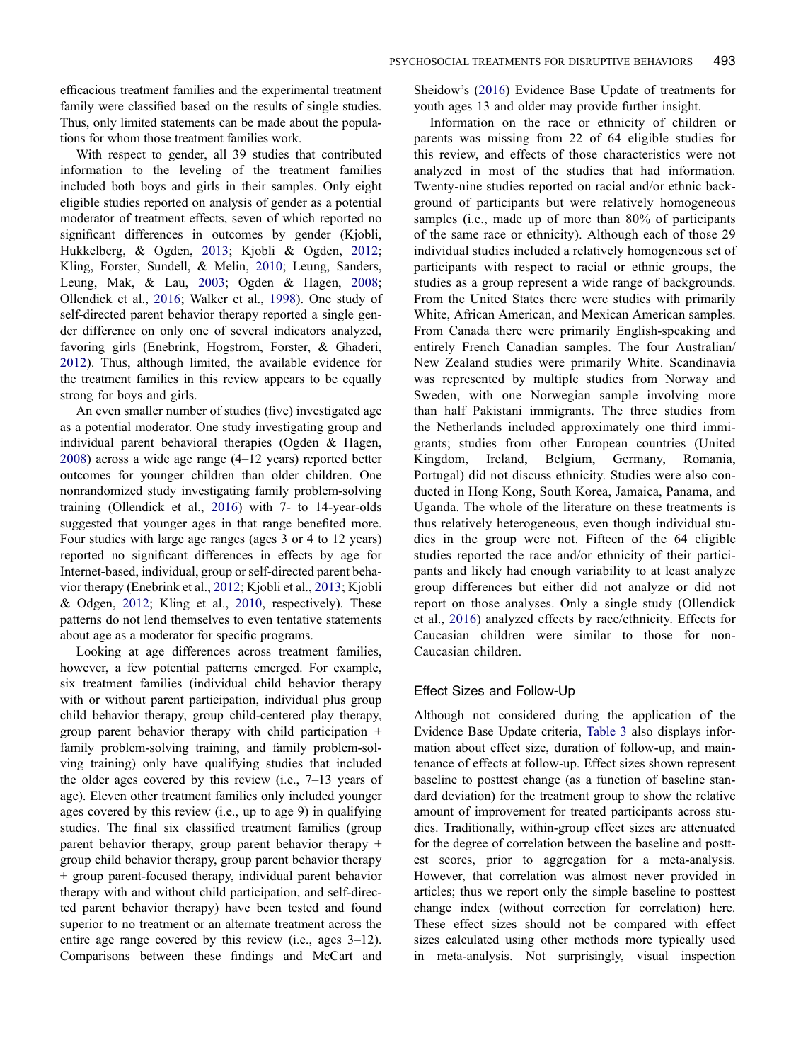efficacious treatment families and the experimental treatment family were classified based on the results of single studies. Thus, only limited statements can be made about the populations for whom those treatment families work.

With respect to gender, all 39 studies that contributed information to the leveling of the treatment families included both boys and girls in their samples. Only eight eligible studies reported on analysis of gender as a potential moderator of treatment effects, seven of which reported no significant differences in outcomes by gender (Kjobli, Hukkelberg, & Ogden, 2013; Kjobli & Ogden, 2012; Kling, Forster, Sundell, & Melin, 2010; Leung, Sanders, Leung, Mak, & Lau, 2003; Ogden & Hagen, 2008; Ollendick et al., 2016; Walker et al., 1998). One study of self-directed parent behavior therapy reported a single gender difference on only one of several indicators analyzed, favoring girls (Enebrink, Hogstrom, Forster, & Ghaderi, 2012). Thus, although limited, the available evidence for the treatment families in this review appears to be equally strong for boys and girls.

An even smaller number of studies (five) investigated age as a potential moderator. One study investigating group and individual parent behavioral therapies (Ogden & Hagen, 2008) across a wide age range (4–12 years) reported better outcomes for younger children than older children. One nonrandomized study investigating family problem-solving training (Ollendick et al., 2016) with 7- to 14-year-olds suggested that younger ages in that range benefited more. Four studies with large age ranges (ages 3 or 4 to 12 years) reported no significant differences in effects by age for Internet-based, individual, group or self-directed parent behavior therapy (Enebrink et al., 2012; Kjobli et al., 2013; Kjobli & Odgen, 2012; Kling et al., 2010, respectively). These patterns do not lend themselves to even tentative statements about age as a moderator for specific programs.

Looking at age differences across treatment families, however, a few potential patterns emerged. For example, six treatment families (individual child behavior therapy with or without parent participation, individual plus group child behavior therapy, group child-centered play therapy, group parent behavior therapy with child participation + family problem-solving training, and family problem-solving training) only have qualifying studies that included the older ages covered by this review (i.e., 7–13 years of age). Eleven other treatment families only included younger ages covered by this review (i.e., up to age 9) in qualifying studies. The final six classified treatment families (group parent behavior therapy, group parent behavior therapy + group child behavior therapy, group parent behavior therapy + group parent-focused therapy, individual parent behavior therapy with and without child participation, and self-directed parent behavior therapy) have been tested and found superior to no treatment or an alternate treatment across the entire age range covered by this review (i.e., ages 3–12). Comparisons between these findings and McCart and Sheidow's (2016) Evidence Base Update of treatments for youth ages 13 and older may provide further insight.

Information on the race or ethnicity of children or parents was missing from 22 of 64 eligible studies for this review, and effects of those characteristics were not analyzed in most of the studies that had information. Twenty-nine studies reported on racial and/or ethnic background of participants but were relatively homogeneous samples (i.e., made up of more than 80% of participants of the same race or ethnicity). Although each of those 29 individual studies included a relatively homogeneous set of participants with respect to racial or ethnic groups, the studies as a group represent a wide range of backgrounds. From the United States there were studies with primarily White, African American, and Mexican American samples. From Canada there were primarily English-speaking and entirely French Canadian samples. The four Australian/New Zealand studies were primarily White. Scandinavia was represented by multiple studies from Norway and Sweden, with one Norwegian sample involving more than half Pakistani immigrants. The three studies from the Netherlands included approximately one third immigrants; studies from other European countries (United Kingdom, Ireland, Belgium, Germany, Romania, Portugal) did not discuss ethnicity. Studies were also conducted in Hong Kong, South Korea, Jamaica, Panama, and Uganda. The whole of the literature on these treatments is thus relatively heterogeneous, even though individual studies in the group were not. Fifteen of the 64 eligible studies reported the race and/or ethnicity of their participants and likely had enough variability to at least analyze group differences but either did not analyze or did not report on those analyses. Only a single study (Ollendick et al., 2016) analyzed effects by race/ethnicity. Effects for Caucasian children were similar to those for non-Caucasian children.

### Effect Sizes and Follow-Up

Although not considered during the application of the Evidence Base Update criteria, Table 3 also displays information about effect size, duration of follow-up, and maintenance of effects at follow-up. Effect sizes shown represent baseline to posttest change (as a function of baseline standard deviation) for the treatment group to show the relative amount of improvement for treated participants across studies. Traditionally, within-group effect sizes are attenuated for the degree of correlation between the baseline and posttest scores, prior to aggregation for a meta-analysis. However, that correlation was almost never provided in articles; thus we report only the simple baseline to posttest change index (without correction for correlation) here. These effect sizes should not be compared with effect sizes calculated using other methods more typically used in meta-analysis. Not surprisingly, visual inspection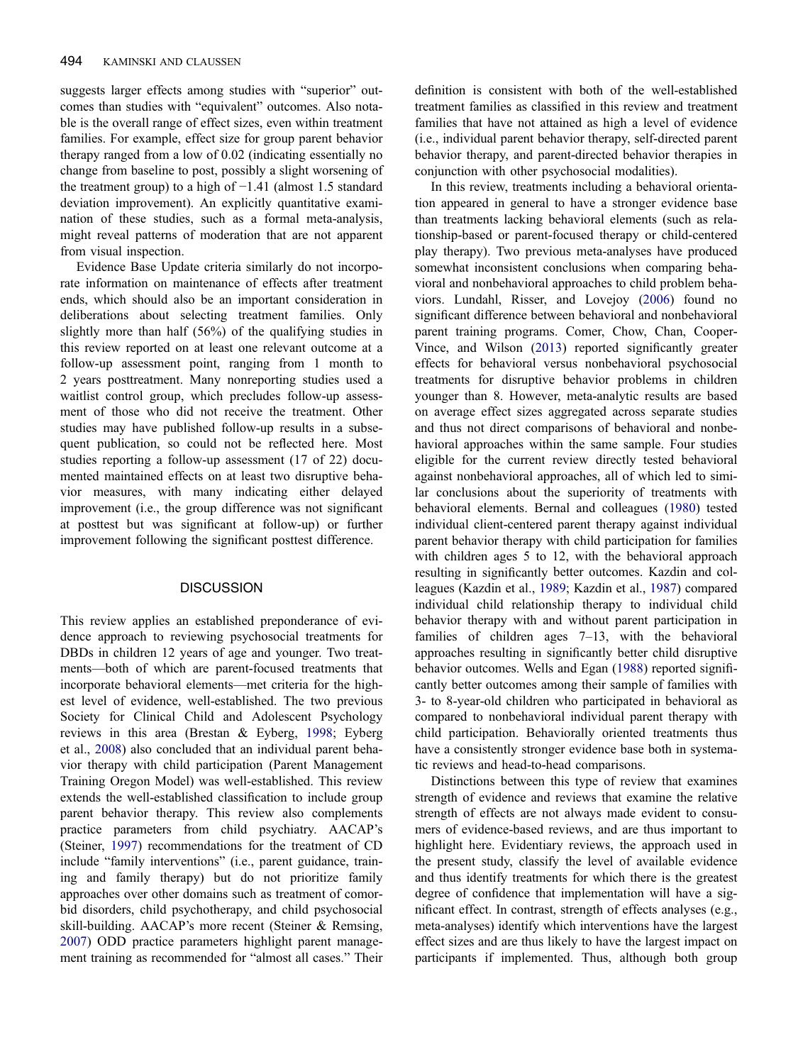suggests larger effects among studies with "superior" outcomes than studies with "equivalent" outcomes. Also notable is the overall range of effect sizes, even within treatment families. For example, effect size for group parent behavior therapy ranged from a low of 0.02 (indicating essentially no change from baseline to post, possibly a slight worsening of the treatment group) to a high of −1.41 (almost 1.5 standard deviation improvement). An explicitly quantitative examination of these studies, such as a formal meta-analysis, might reveal patterns of moderation that are not apparent from visual inspection.

Evidence Base Update criteria similarly do not incorporate information on maintenance of effects after treatment ends, which should also be an important consideration in deliberations about selecting treatment families. Only slightly more than half (56%) of the qualifying studies in this review reported on at least one relevant outcome at a follow-up assessment point, ranging from 1 month to 2 years posttreatment. Many nonreporting studies used a waitlist control group, which precludes follow-up assessment of those who did not receive the treatment. Other studies may have published follow-up results in a subsequent publication, so could not be reflected here. Most studies reporting a follow-up assessment (17 of 22) documented maintained effects on at least two disruptive behavior measures, with many indicating either delayed improvement (i.e., the group difference was not significant at posttest but was significant at follow-up) or further improvement following the significant posttest difference.

## DISCUSSION

This review applies an established preponderance of evidence approach to reviewing psychosocial treatments for DBDs in children 12 years of age and younger. Two treatments—both of which are parent-focused treatments that incorporate behavioral elements—met criteria for the highest level of evidence, well-established. The two previous Society for Clinical Child and Adolescent Psychology reviews in this area (Brestan & Eyberg, 1998; Eyberg et al., 2008) also concluded that an individual parent behavior therapy with child participation (Parent Management Training Oregon Model) was well-established. This review extends the well-established classification to include group parent behavior therapy. This review also complements practice parameters from child psychiatry. AACAP's (Steiner, 1997) recommendations for the treatment of CD include "family interventions" (i.e., parent guidance, training and family therapy) but do not prioritize family approaches over other domains such as treatment of comorbid disorders, child psychotherapy, and child psychosocial skill-building. AACAP's more recent (Steiner & Remsing, 2007) ODD practice parameters highlight parent management training as recommended for "almost all cases." Their definition is consistent with both of the well-established treatment families as classified in this review and treatment families that have not attained as high a level of evidence (i.e., individual parent behavior therapy, self-directed parent behavior therapy, and parent-directed behavior therapies in conjunction with other psychosocial modalities).

In this review, treatments including a behavioral orientation appeared in general to have a stronger evidence base than treatments lacking behavioral elements (such as relationship-based or parent-focused therapy or child-centered play therapy). Two previous meta-analyses have produced somewhat inconsistent conclusions when comparing behavioral and nonbehavioral approaches to child problem behaviors. Lundahl, Risser, and Lovejoy (2006) found no significant difference between behavioral and nonbehavioral parent training programs. Comer, Chow, Chan, Cooper-Vince, and Wilson (2013) reported significantly greater effects for behavioral versus nonbehavioral psychosocial treatments for disruptive behavior problems in children younger than 8. However, meta-analytic results are based on average effect sizes aggregated across separate studies and thus not direct comparisons of behavioral and nonbehavioral approaches within the same sample. Four studies eligible for the current review directly tested behavioral against nonbehavioral approaches, all of which led to similar conclusions about the superiority of treatments with behavioral elements. Bernal and colleagues (1980) tested individual client-centered parent therapy against individual parent behavior therapy with child participation for families with children ages 5 to 12, with the behavioral approach resulting in significantly better outcomes. Kazdin and colleagues (Kazdin et al., 1989; Kazdin et al., 1987) compared individual child relationship therapy to individual child behavior therapy with and without parent participation in families of children ages 7–13, with the behavioral approaches resulting in significantly better child disruptive behavior outcomes. Wells and Egan (1988) reported significantly better outcomes among their sample of families with 3- to 8-year-old children who participated in behavioral as compared to nonbehavioral individual parent therapy with child participation. Behaviorally oriented treatments thus have a consistently stronger evidence base both in systematic reviews and head-to-head comparisons.

Distinctions between this type of review that examines strength of evidence and reviews that examine the relative strength of effects are not always made evident to consumers of evidence-based reviews, and are thus important to highlight here. Evidentiary reviews, the approach used in the present study, classify the level of available evidence and thus identify treatments for which there is the greatest degree of confidence that implementation will have a significant effect. In contrast, strength of effects analyses (e.g., meta-analyses) identify which interventions have the largest effect sizes and are thus likely to have the largest impact on participants if implemented. Thus, although both group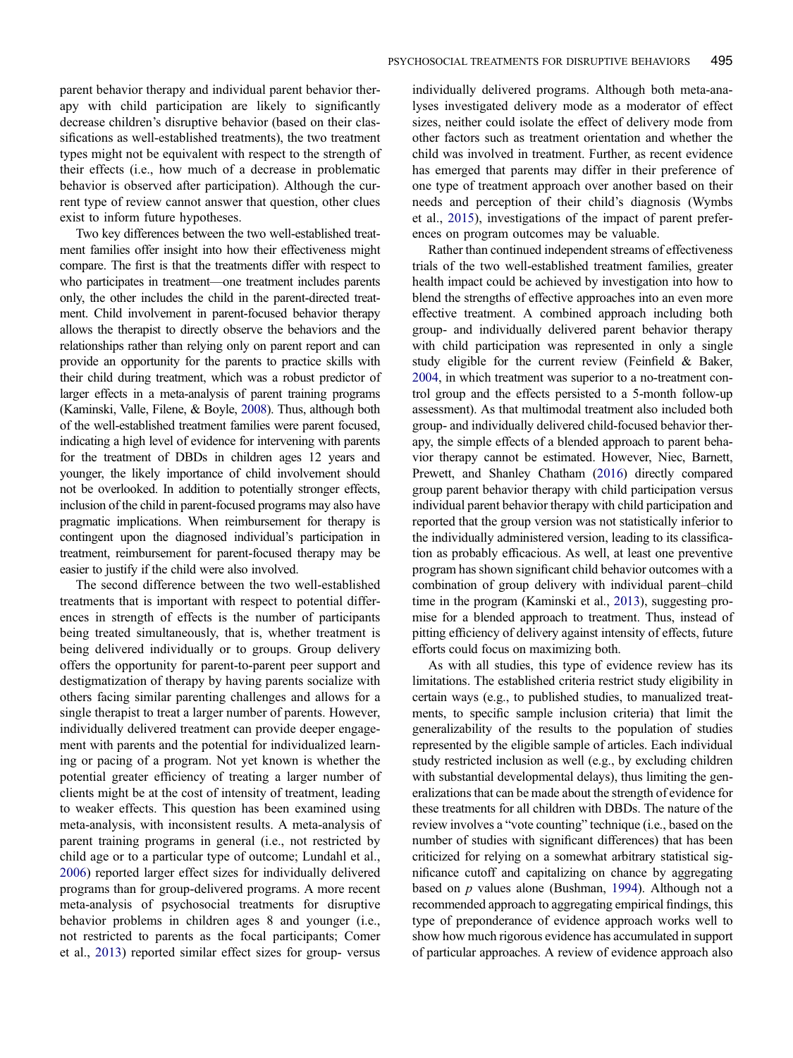parent behavior therapy and individual parent behavior therapy with child participation are likely to significantly decrease children's disruptive behavior (based on their classifications as well-established treatments), the two treatment types might not be equivalent with respect to the strength of their effects (i.e., how much of a decrease in problematic behavior is observed after participation). Although the current type of review cannot answer that question, other clues exist to inform future hypotheses.

Two key differences between the two well-established treatment families offer insight into how their effectiveness might compare. The first is that the treatments differ with respect to who participates in treatment—one treatment includes parents only, the other includes the child in the parent-directed treatment. Child involvement in parent-focused behavior therapy allows the therapist to directly observe the behaviors and the relationships rather than relying only on parent report and can provide an opportunity for the parents to practice skills with their child during treatment, which was a robust predictor of larger effects in a meta-analysis of parent training programs (Kaminski, Valle, Filene, & Boyle, 2008). Thus, although both of the well-established treatment families were parent focused, indicating a high level of evidence for intervening with parents for the treatment of DBDs in children ages 12 years and younger, the likely importance of child involvement should not be overlooked. In addition to potentially stronger effects, inclusion of the child in parent-focused programs may also have pragmatic implications. When reimbursement for therapy is contingent upon the diagnosed individual's participation in treatment, reimbursement for parent-focused therapy may be easier to justify if the child were also involved.

The second difference between the two well-established treatments that is important with respect to potential differences in strength of effects is the number of participants being treated simultaneously, that is, whether treatment is being delivered individually or to groups. Group delivery offers the opportunity for parent-to-parent peer support and destigmatization of therapy by having parents socialize with others facing similar parenting challenges and allows for a single therapist to treat a larger number of parents. However, individually delivered treatment can provide deeper engagement with parents and the potential for individualized learning or pacing of a program. Not yet known is whether the potential greater efficiency of treating a larger number of clients might be at the cost of intensity of treatment, leading to weaker effects. This question has been examined using meta-analysis, with inconsistent results. A meta-analysis of parent training programs in general (i.e., not restricted by child age or to a particular type of outcome; Lundahl et al., 2006) reported larger effect sizes for individually delivered programs than for group-delivered programs. A more recent meta-analysis of psychosocial treatments for disruptive behavior problems in children ages 8 and younger (i.e., not restricted to parents as the focal participants; Comer et al., 2013) reported similar effect sizes for group- versus individually delivered programs. Although both meta-analyses investigated delivery mode as a moderator of effect sizes, neither could isolate the effect of delivery mode from other factors such as treatment orientation and whether the child was involved in treatment. Further, as recent evidence has emerged that parents may differ in their preference of one type of treatment approach over another based on their needs and perception of their child's diagnosis (Wymbs et al., 2015), investigations of the impact of parent preferences on program outcomes may be valuable.

Rather than continued independent streams of effectiveness trials of the two well-established treatment families, greater health impact could be achieved by investigation into how to blend the strengths of effective approaches into an even more effective treatment. A combined approach including both group- and individually delivered parent behavior therapy with child participation was represented in only a single study eligible for the current review (Feinfield & Baker, 2004, in which treatment was superior to a no-treatment control group and the effects persisted to a 5-month follow-up assessment). As that multimodal treatment also included both group- and individually delivered child-focused behavior therapy, the simple effects of a blended approach to parent behavior therapy cannot be estimated. However, Niec, Barnett, Prewett, and Shanley Chatham (2016) directly compared group parent behavior therapy with child participation versus individual parent behavior therapy with child participation and reported that the group version was not statistically inferior to the individually administered version, leading to its classification as probably efficacious. As well, at least one preventive program has shown significant child behavior outcomes with a combination of group delivery with individual parent–child time in the program (Kaminski et al., 2013), suggesting promise for a blended approach to treatment. Thus, instead of pitting efficiency of delivery against intensity of effects, future efforts could focus on maximizing both.

As with all studies, this type of evidence review has its limitations. The established criteria restrict study eligibility in certain ways (e.g., to published studies, to manualized treatments, to specific sample inclusion criteria) that limit the generalizability of the results to the population of studies represented by the eligible sample of articles. Each individual study restricted inclusion as well (e.g., by excluding children with substantial developmental delays), thus limiting the generalizations that can be made about the strength of evidence for these treatments for all children with DBDs. The nature of the review involves a "vote counting" technique (i.e., based on the number of studies with significant differences) that has been criticized for relying on a somewhat arbitrary statistical significance cutoff and capitalizing on chance by aggregating based on *p* values alone (Bushman, 1994). Although not a recommended approach to aggregating empirical findings, this type of preponderance of evidence approach works well to show how much rigorous evidence has accumulated in support of particular approaches. A review of evidence approach also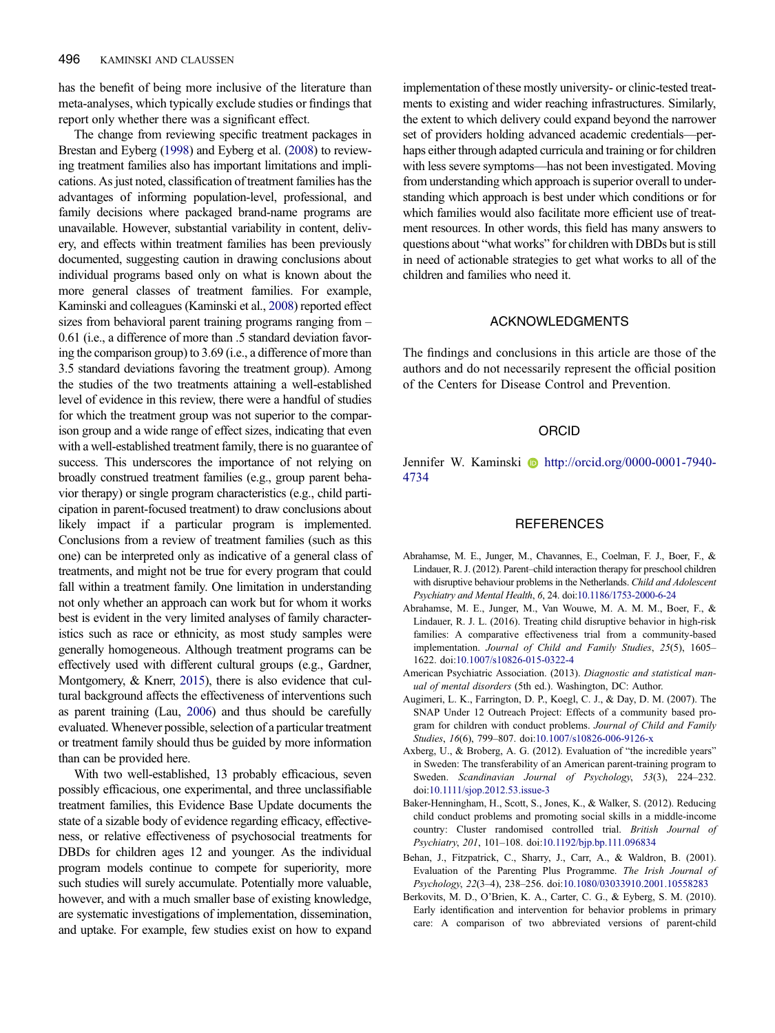has the benefit of being more inclusive of the literature than meta-analyses, which typically exclude studies or findings that report only whether there was a significant effect.

The change from reviewing specific treatment packages in Brestan and Eyberg (1998) and Eyberg et al. (2008) to reviewing treatment families also has important limitations and implications. As just noted, classification of treatment families has the advantages of informing population-level, professional, and family decisions where packaged brand-name programs are unavailable. However, substantial variability in content, delivery, and effects within treatment families has been previously documented, suggesting caution in drawing conclusions about individual programs based only on what is known about the more general classes of treatment families. For example, Kaminski and colleagues (Kaminski et al., 2008) reported effect sizes from behavioral parent training programs ranging from –0.61 (i.e., a difference of more than .5 standard deviation favoring the comparison group) to 3.69 (i.e., a difference of more than 3.5 standard deviations favoring the treatment group). Among the studies of the two treatments attaining a well-established level of evidence in this review, there were a handful of studies for which the treatment group was not superior to the comparison group and a wide range of effect sizes, indicating that even with a well-established treatment family, there is no guarantee of success. This underscores the importance of not relying on broadly construed treatment families (e.g., group parent behavior therapy) or single program characteristics (e.g., child participation in parent-focused treatment) to draw conclusions about likely impact if a particular program is implemented. Conclusions from a review of treatment families (such as this one) can be interpreted only as indicative of a general class of treatments, and might not be true for every program that could fall within a treatment family. One limitation in understanding not only whether an approach can work but for whom it works best is evident in the very limited analyses of family characteristics such as race or ethnicity, as most study samples were generally homogeneous. Although treatment programs can be effectively used with different cultural groups (e.g., Gardner, Montgomery, & Knerr, 2015), there is also evidence that cultural background affects the effectiveness of interventions such as parent training (Lau, 2006) and thus should be carefully evaluated. Whenever possible, selection of a particular treatment or treatment family should thus be guided by more information than can be provided here.

With two well-established, 13 probably efficacious, seven possibly efficacious, one experimental, and three unclassifiable treatment families, this Evidence Base Update documents the state of a sizable body of evidence regarding efficacy, effectiveness, or relative effectiveness of psychosocial treatments for DBDs for children ages 12 and younger. As the individual program models continue to compete for superiority, more such studies will surely accumulate. Potentially more valuable, however, and with a much smaller base of existing knowledge, are systematic investigations of implementation, dissemination, and uptake. For example, few studies exist on how to expand implementation of these mostly university- or clinic-tested treatments to existing and wider reaching infrastructures. Similarly, the extent to which delivery could expand beyond the narrower set of providers holding advanced academic credentials—perhaps either through adapted curricula and training or for children with less severe symptoms—has not been investigated. Moving from understanding which approach is superior overall to understanding which approach is best under which conditions or for which families would also facilitate more efficient use of treatment resources. In other words, this field has many answers to questions about "what works" for children with DBDs but is still in need of actionable strategies to get what works to all of the children and families who need it.

## ACKNOWLEDGMENTS

The findings and conclusions in this article are those of the authors and do not necessarily represent the official position of the Centers for Disease Control and Prevention.

## ORCID

Jennifer W. Kaminski http://orcid.org/0000-0001-7940-4734

## REFERENCES

Abrahamse, M. E., Junger, M., Chavannes, E., Coelman, F. J., Boer, F., & Lindauer, R. J. (2012). Parent–child interaction therapy for preschool children with disruptive behaviour problems in the Netherlands. *Child and Adolescent Psychiatry and Mental Health*, *6*, 24. doi:10.1186/1753-2000-6-24

Abrahamse, M. E., Junger, M., Van Wouwe, M. A. M. M., Boer, F., & Lindauer, R. J. L. (2016). Treating child disruptive behavior in high-risk families: A comparative effectiveness trial from a community-based implementation. *Journal of Child and Family Studies*, *25*(5), 1605–1622. doi:10.1007/s10826-015-0322-4

American Psychiatric Association. (2013). *Diagnostic and statistical manual of mental disorders* (5th ed.). Washington, DC: Author.

Augimeri, L. K., Farrington, D. P., Koegl, C. J., & Day, D. M. (2007). The SNAP Under 12 Outreach Project: Effects of a community based program for children with conduct problems. *Journal of Child and Family Studies*, *16*(6), 799–807. doi:10.1007/s10826-006-9126-x

Axberg, U., & Broberg, A. G. (2012). Evaluation of "the incredible years" in Sweden: The transferability of an American parent-training program to Sweden. *Scandinavian Journal of Psychology*, *53*(3), 224–232. doi:10.1111/sjop.2012.53.issue-3

Baker-Henningham, H., Scott, S., Jones, K., & Walker, S. (2012). Reducing child conduct problems and promoting social skills in a middle-income country: Cluster randomised controlled trial. *British Journal of Psychiatry*, *201*, 101–108. doi:10.1192/bjp.bp.111.096834

Behan, J., Fitzpatrick, C., Sharry, J., Carr, A., & Waldron, B. (2001). Evaluation of the Parenting Plus Programme. *The Irish Journal of Psychology*, *22*(3–4), 238–256. doi:10.1080/03033910.2001.10558283

Berkovits, M. D., O'Brien, K. A., Carter, C. G., & Eyberg, S. M. (2010). Early identification and intervention for behavior problems in primary care: A comparison of two abbreviated versions of parent-child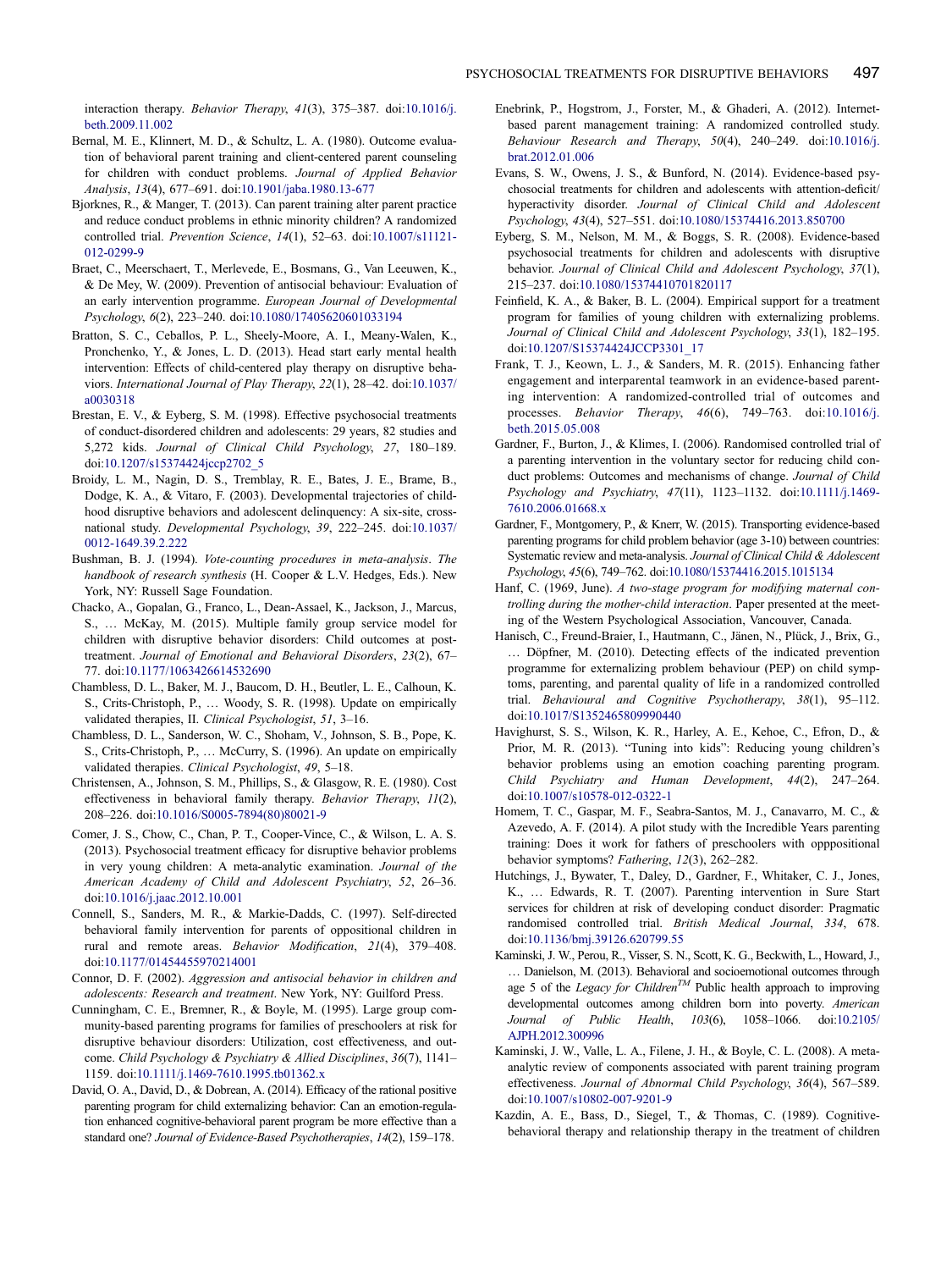interaction therapy. *Behavior Therapy*, *41*(3), 375–387. doi:10.1016/j.beth.2009.11.002

Bernal, M. E., Klinnert, M. D., & Schultz, L. A. (1980). Outcome evaluation of behavioral parent training and client-centered parent counseling for children with conduct problems. *Journal of Applied Behavior Analysis*, *13*(4), 677–691. doi:10.1901/jaba.1980.13-677

Bjorknes, R., & Manger, T. (2013). Can parent training alter parent practice and reduce conduct problems in ethnic minority children? A randomized controlled trial. *Prevention Science*, *14*(1), 52–63. doi:10.1007/s11121-012-0299-9

Braet, C., Meerschaert, T., Merlevede, E., Bosmans, G., Van Leeuwen, K., & De Mey, W. (2009). Prevention of antisocial behaviour: Evaluation of an early intervention programme. *European Journal of Developmental Psychology*, *6*(2), 223–240. doi:10.1080/17405620601033194

Bratton, S. C., Ceballos, P. L., Sheely-Moore, A. I., Meany-Walen, K., Pronchenko, Y., & Jones, L. D. (2013). Head start early mental health intervention: Effects of child-centered play therapy on disruptive behaviors. *International Journal of Play Therapy*, *22*(1), 28–42. doi:10.1037/a0030318

Brestan, E. V., & Eyberg, S. M. (1998). Effective psychosocial treatments of conduct-disordered children and adolescents: 29 years, 82 studies and 5,272 kids. *Journal of Clinical Child Psychology*, *27*, 180–189. doi:10.1207/s15374424jccp2702_5

Broidy, L. M., Nagin, D. S., Tremblay, R. E., Bates, J. E., Brame, B., Dodge, K. A., & Vitaro, F. (2003). Developmental trajectories of childhood disruptive behaviors and adolescent delinquency: A six-site, cross-national study. *Developmental Psychology*, *39*, 222–245. doi:10.1037/0012-1649.39.2.222

Bushman, B. J. (1994). *Vote-counting procedures in meta-analysis*. *The handbook of research synthesis* (H. Cooper & L.V. Hedges, Eds.). New York, NY: Russell Sage Foundation.

Chacko, A., Gopalan, G., Franco, L., Dean-Assael, K., Jackson, J., Marcus, S., … McKay, M. (2015). Multiple family group service model for children with disruptive behavior disorders: Child outcomes at post-treatment. *Journal of Emotional and Behavioral Disorders*, *23*(2), 67–77. doi:10.1177/1063426614532690

Chambless, D. L., Baker, M. J., Baucom, D. H., Beutler, L. E., Calhoun, K. S., Crits-Christoph, P., … Woody, S. R. (1998). Update on empirically validated therapies, II. *Clinical Psychologist*, *51*, 3–16.

Chambless, D. L., Sanderson, W. C., Shoham, V., Johnson, S. B., Pope, K. S., Crits-Christoph, P., … McCurry, S. (1996). An update on empirically validated therapies. *Clinical Psychologist*, *49*, 5–18.

Christensen, A., Johnson, S. M., Phillips, S., & Glasgow, R. E. (1980). Cost effectiveness in behavioral family therapy. *Behavior Therapy*, *11*(2), 208–226. doi:10.1016/S0005-7894(80)80021-9

Comer, J. S., Chow, C., Chan, P. T., Cooper-Vince, C., & Wilson, L. A. S. (2013). Psychosocial treatment efficacy for disruptive behavior problems in very young children: A meta-analytic examination. *Journal of the American Academy of Child and Adolescent Psychiatry*, *52*, 26–36. doi:10.1016/j.jaac.2012.10.001

Connell, S., Sanders, M. R., & Markie-Dadds, C. (1997). Self-directed behavioral family intervention for parents of oppositional children in rural and remote areas. *Behavior Modification*, *21*(4), 379–408. doi:10.1177/01454455970214001

Connor, D. F. (2002). *Aggression and antisocial behavior in children and adolescents: Research and treatment*. New York, NY: Guilford Press.

Cunningham, C. E., Bremner, R., & Boyle, M. (1995). Large group community-based parenting programs for families of preschoolers at risk for disruptive behaviour disorders: Utilization, cost effectiveness, and outcome. *Child Psychology & Psychiatry & Allied Disciplines*, *36*(7), 1141–1159. doi:10.1111/j.1469-7610.1995.tb01362.x

David, O. A., David, D., & Dobrean, A. (2014). Efficacy of the rational positive parenting program for child externalizing behavior: Can an emotion-regulation enhanced cognitive-behavioral parent program be more effective than a standard one? *Journal of Evidence-Based Psychotherapies*, *14*(2), 159–178.

Enebrink, P., Hogstrom, J., Forster, M., & Ghaderi, A. (2012). Internet-based parent management training: A randomized controlled study. *Behaviour Research and Therapy*, *50*(4), 240–249. doi:10.1016/j.brat.2012.01.006

Evans, S. W., Owens, J. S., & Bunford, N. (2014). Evidence-based psychosocial treatments for children and adolescents with attention-deficit/hyperactivity disorder. *Journal of Clinical Child and Adolescent Psychology*, *43*(4), 527–551. doi:10.1080/15374416.2013.850700

Eyberg, S. M., Nelson, M. M., & Boggs, S. R. (2008). Evidence-based psychosocial treatments for children and adolescents with disruptive behavior. *Journal of Clinical Child and Adolescent Psychology*, *37*(1), 215–237. doi:10.1080/15374410701820117

Feinfield, K. A., & Baker, B. L. (2004). Empirical support for a treatment program for families of young children with externalizing problems. *Journal of Clinical Child and Adolescent Psychology*, *33*(1), 182–195. doi:10.1207/S15374424JCCP3301_17

Frank, T. J., Keown, L. J., & Sanders, M. R. (2015). Enhancing father engagement and interparental teamwork in an evidence-based parenting intervention: A randomized-controlled trial of outcomes and processes. *Behavior Therapy*, *46*(6), 749–763. doi:10.1016/j.beth.2015.05.008

Gardner, F., Burton, J., & Klimes, I. (2006). Randomised controlled trial of a parenting intervention in the voluntary sector for reducing child conduct problems: Outcomes and mechanisms of change. *Journal of Child Psychology and Psychiatry*, *47*(11), 1123–1132. doi:10.1111/j.1469-7610.2006.01668.x

Gardner, F., Montgomery, P., & Knerr, W. (2015). Transporting evidence-based parenting programs for child problem behavior (age 3-10) between countries: Systematic review and meta-analysis. *Journal of Clinical Child & Adolescent Psychology*, *45*(6), 749–762. doi:10.1080/15374416.2015.1015134

Hanf, C. (1969, June). *A two-stage program for modifying maternal controlling during the mother-child interaction*. Paper presented at the meeting of the Western Psychological Association, Vancouver, Canada.

Hanisch, C., Freund-Braier, I., Hautmann, C., Jänen, N., Plück, J., Brix, G., … Döpfner, M. (2010). Detecting effects of the indicated prevention programme for externalizing problem behaviour (PEP) on child symptoms, parenting, and parental quality of life in a randomized controlled trial. *Behavioural and Cognitive Psychotherapy*, *38*(1), 95–112. doi:10.1017/S1352465809990440

Havighurst, S. S., Wilson, K. R., Harley, A. E., Kehoe, C., Efron, D., & Prior, M. R. (2013). "Tuning into kids": Reducing young children's behavior problems using an emotion coaching parenting program. *Child Psychiatry and Human Development*, *44*(2), 247–264. doi:10.1007/s10578-012-0322-1

Homem, T. C., Gaspar, M. F., Seabra-Santos, M. J., Canavarro, M. C., & Azevedo, A. F. (2014). A pilot study with the Incredible Years parenting training: Does it work for fathers of preschoolers with opppositional behavior symptoms? *Fathering*, *12*(3), 262–282.

Hutchings, J., Bywater, T., Daley, D., Gardner, F., Whitaker, C. J., Jones, K., … Edwards, R. T. (2007). Parenting intervention in Sure Start services for children at risk of developing conduct disorder: Pragmatic randomised controlled trial. *British Medical Journal*, *334*, 678. doi:10.1136/bmj.39126.620799.55

Kaminski, J. W., Perou, R., Visser, S. N., Scott, K. G., Beckwith, L., Howard, J., … Danielson, M. (2013). Behavioral and socioemotional outcomes through age 5 of the *Legacy for Children*$^{TM}$ Public health approach to improving developmental outcomes among children born into poverty. *American Journal of Public Health*, *103*(6), 1058–1066. doi:10.2105/AJPH.2012.300996

Kaminski, J. W., Valle, L. A., Filene, J. H., & Boyle, C. L. (2008). A meta-analytic review of components associated with parent training program effectiveness. *Journal of Abnormal Child Psychology*, *36*(4), 567–589. doi:10.1007/s10802-007-9201-9

Kazdin, A. E., Bass, D., Siegel, T., & Thomas, C. (1989). Cognitive-behavioral therapy and relationship therapy in the treatment of children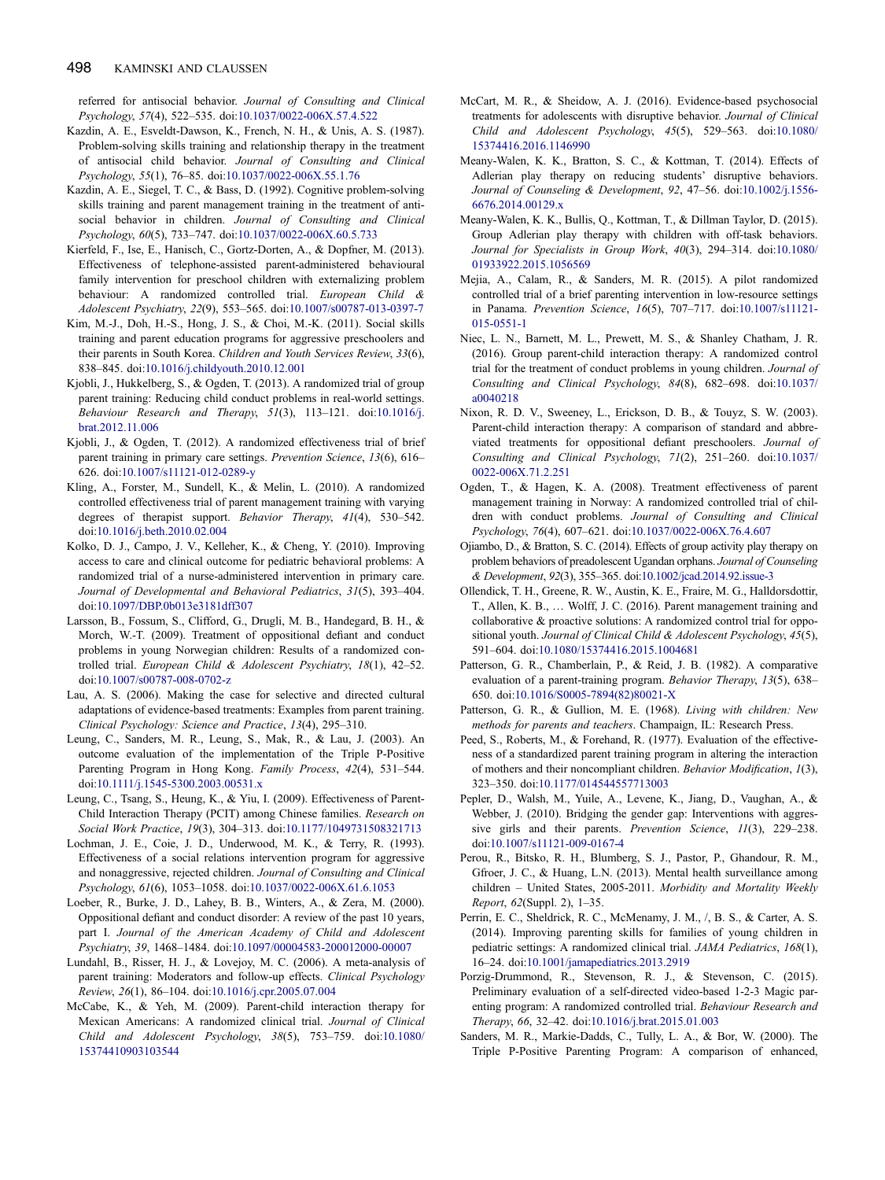referred for antisocial behavior. *Journal of Consulting and Clinical Psychology*, *57*(4), 522–535. doi:10.1037/0022-006X.57.4.522

Kazdin, A. E., Esveldt-Dawson, K., French, N. H., & Unis, A. S. (1987). Problem-solving skills training and relationship therapy in the treatment of antisocial child behavior. *Journal of Consulting and Clinical Psychology*, *55*(1), 76–85. doi:10.1037/0022-006X.55.1.76

Kazdin, A. E., Siegel, T. C., & Bass, D. (1992). Cognitive problem-solving skills training and parent management training in the treatment of antisocial behavior in children. *Journal of Consulting and Clinical Psychology*, *60*(5), 733–747. doi:10.1037/0022-006X.60.5.733

Kierfeld, F., Ise, E., Hanisch, C., Gortz-Dorten, A., & Dopfner, M. (2013). Effectiveness of telephone-assisted parent-administered behavioural family intervention for preschool children with externalizing problem behaviour: A randomized controlled trial. *European Child & Adolescent Psychiatry*, *22*(9), 553–565. doi:10.1007/s00787-013-0397-7

Kim, M.-J., Doh, H.-S., Hong, J. S., & Choi, M.-K. (2011). Social skills training and parent education programs for aggressive preschoolers and their parents in South Korea. *Children and Youth Services Review*, *33*(6), 838–845. doi:10.1016/j.childyouth.2010.12.001

Kjobli, J., Hukkelberg, S., & Ogden, T. (2013). A randomized trial of group parent training: Reducing child conduct problems in real-world settings. *Behaviour Research and Therapy*, *51*(3), 113–121. doi:10.1016/j.brat.2012.11.006

Kjobli, J., & Ogden, T. (2012). A randomized effectiveness trial of brief parent training in primary care settings. *Prevention Science*, *13*(6), 616–626. doi:10.1007/s11121-012-0289-y

Kling, A., Forster, M., Sundell, K., & Melin, L. (2010). A randomized controlled effectiveness trial of parent management training with varying degrees of therapist support. *Behavior Therapy*, *41*(4), 530–542. doi:10.1016/j.beth.2010.02.004

Kolko, D. J., Campo, J. V., Kelleher, K., & Cheng, Y. (2010). Improving access to care and clinical outcome for pediatric behavioral problems: A randomized trial of a nurse-administered intervention in primary care. *Journal of Developmental and Behavioral Pediatrics*, *31*(5), 393–404. doi:10.1097/DBP.0b013e3181dff307

Larsson, B., Fossum, S., Clifford, G., Drugli, M. B., Handegard, B. H., & Morch, W.-T. (2009). Treatment of oppositional defiant and conduct problems in young Norwegian children: Results of a randomized controlled trial. *European Child & Adolescent Psychiatry*, *18*(1), 42–52. doi:10.1007/s00787-008-0702-z

Lau, A. S. (2006). Making the case for selective and directed cultural adaptations of evidence-based treatments: Examples from parent training. *Clinical Psychology: Science and Practice*, *13*(4), 295–310.

Leung, C., Sanders, M. R., Leung, S., Mak, R., & Lau, J. (2003). An outcome evaluation of the implementation of the Triple P-Positive Parenting Program in Hong Kong. *Family Process*, *42*(4), 531–544. doi:10.1111/j.1545-5300.2003.00531.x

Leung, C., Tsang, S., Heung, K., & Yiu, I. (2009). Effectiveness of Parent-Child Interaction Therapy (PCIT) among Chinese families. *Research on Social Work Practice*, *19*(3), 304–313. doi:10.1177/1049731508321713

Lochman, J. E., Coie, J. D., Underwood, M. K., & Terry, R. (1993). Effectiveness of a social relations intervention program for aggressive and nonaggressive, rejected children. *Journal of Consulting and Clinical Psychology*, *61*(6), 1053–1058. doi:10.1037/0022-006X.61.6.1053

Loeber, R., Burke, J. D., Lahey, B. B., Winters, A., & Zera, M. (2000). Oppositional defiant and conduct disorder: A review of the past 10 years, part I. *Journal of the American Academy of Child and Adolescent Psychiatry*, *39*, 1468–1484. doi:10.1097/00004583-200012000-00007

Lundahl, B., Risser, H. J., & Lovejoy, M. C. (2006). A meta-analysis of parent training: Moderators and follow-up effects. *Clinical Psychology Review*, *26*(1), 86–104. doi:10.1016/j.cpr.2005.07.004

McCabe, K., & Yeh, M. (2009). Parent-child interaction therapy for Mexican Americans: A randomized clinical trial. *Journal of Clinical Child and Adolescent Psychology*, *38*(5), 753–759. doi:10.1080/15374410903103544

McCart, M. R., & Sheidow, A. J. (2016). Evidence-based psychosocial treatments for adolescents with disruptive behavior. *Journal of Clinical Child and Adolescent Psychology*, *45*(5), 529–563. doi:10.1080/15374416.2016.1146990

Meany-Walen, K. K., Bratton, S. C., & Kottman, T. (2014). Effects of Adlerian play therapy on reducing students' disruptive behaviors. *Journal of Counseling & Development*, *92*, 47–56. doi:10.1002/j.1556-6676.2014.00129.x

Meany-Walen, K. K., Bullis, Q., Kottman, T., & Dillman Taylor, D. (2015). Group Adlerian play therapy with children with off-task behaviors. *Journal for Specialists in Group Work*, *40*(3), 294–314. doi:10.1080/01933922.2015.1056569

Mejia, A., Calam, R., & Sanders, M. R. (2015). A pilot randomized controlled trial of a brief parenting intervention in low-resource settings in Panama. *Prevention Science*, *16*(5), 707–717. doi:10.1007/s11121-015-0551-1

Niec, L. N., Barnett, M. L., Prewett, M. S., & Shanley Chatham, J. R. (2016). Group parent-child interaction therapy: A randomized control trial for the treatment of conduct problems in young children. *Journal of Consulting and Clinical Psychology*, *84*(8), 682–698. doi:10.1037/a0040218

Nixon, R. D. V., Sweeney, L., Erickson, D. B., & Touyz, S. W. (2003). Parent-child interaction therapy: A comparison of standard and abbreviated treatments for oppositional defiant preschoolers. *Journal of Consulting and Clinical Psychology*, *71*(2), 251–260. doi:10.1037/0022-006X.71.2.251

Ogden, T., & Hagen, K. A. (2008). Treatment effectiveness of parent management training in Norway: A randomized controlled trial of children with conduct problems. *Journal of Consulting and Clinical Psychology*, *76*(4), 607–621. doi:10.1037/0022-006X.76.4.607

Ojiambo, D., & Bratton, S. C. (2014). Effects of group activity play therapy on problem behaviors of preadolescent Ugandan orphans. *Journal of Counseling & Development*, *92*(3), 355–365. doi:10.1002/jcad.2014.92.issue-3

Ollendick, T. H., Greene, R. W., Austin, K. E., Fraire, M. G., Halldorsdottir, T., Allen, K. B., … Wolff, J. C. (2016). Parent management training and collaborative & proactive solutions: A randomized control trial for oppositional youth. *Journal of Clinical Child & Adolescent Psychology*, *45*(5), 591–604. doi:10.1080/15374416.2015.1004681

Patterson, G. R., Chamberlain, P., & Reid, J. B. (1982). A comparative evaluation of a parent-training program. *Behavior Therapy*, *13*(5), 638–650. doi:10.1016/S0005-7894(82)80021-X

Patterson, G. R., & Gullion, M. E. (1968). *Living with children: New methods for parents and teachers*. Champaign, IL: Research Press.

Peed, S., Roberts, M., & Forehand, R. (1977). Evaluation of the effectiveness of a standardized parent training program in altering the interaction of mothers and their noncompliant children. *Behavior Modification*, *1*(3), 323–350. doi:10.1177/014544557713003

Pepler, D., Walsh, M., Yuile, A., Levene, K., Jiang, D., Vaughan, A., & Webber, J. (2010). Bridging the gender gap: Interventions with aggressive girls and their parents. *Prevention Science*, *11*(3), 229–238. doi:10.1007/s11121-009-0167-4

Perou, R., Bitsko, R. H., Blumberg, S. J., Pastor, P., Ghandour, R. M., Gfroer, J. C., & Huang, L.N. (2013). Mental health surveillance among children – United States, 2005-2011. *Morbidity and Mortality Weekly Report*, *62*(Suppl. 2), 1–35.

Perrin, E. C., Sheldrick, R. C., McMenamy, J. M., /, B. S., & Carter, A. S. (2014). Improving parenting skills for families of young children in pediatric settings: A randomized clinical trial. *JAMA Pediatrics*, *168*(1), 16–24. doi:10.1001/jamapediatrics.2013.2919

Porzig-Drummond, R., Stevenson, R. J., & Stevenson, C. (2015). Preliminary evaluation of a self-directed video-based 1-2-3 Magic parenting program: A randomized controlled trial. *Behaviour Research and Therapy*, *66*, 32–42. doi:10.1016/j.brat.2015.01.003

Sanders, M. R., Markie-Dadds, C., Tully, L. A., & Bor, W. (2000). The Triple P-Positive Parenting Program: A comparison of enhanced,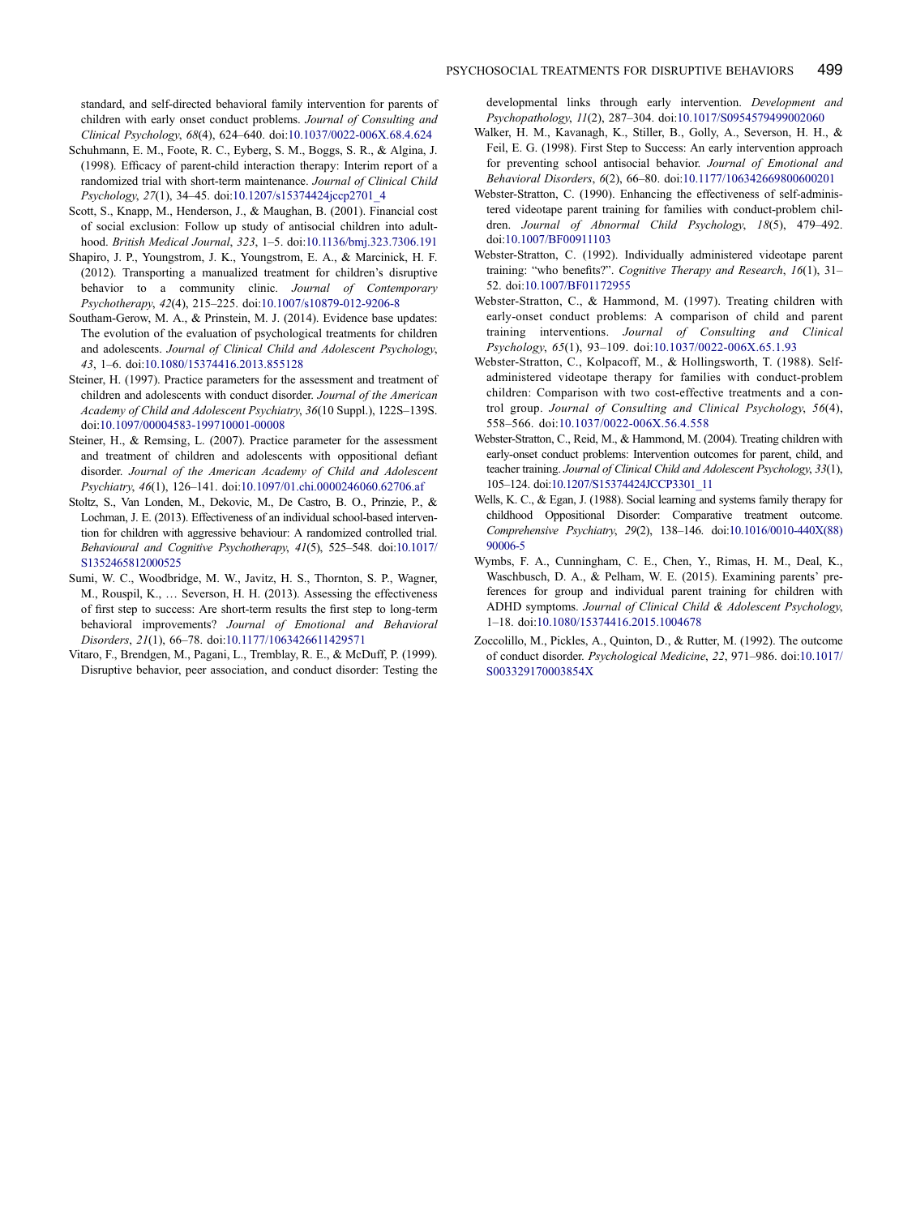standard, and self-directed behavioral family intervention for parents of children with early onset conduct problems. *Journal of Consulting and Clinical Psychology*, *68*(4), 624–640. doi:10.1037/0022-006X.68.4.624

Schuhmann, E. M., Foote, R. C., Eyberg, S. M., Boggs, S. R., & Algina, J. (1998). Efficacy of parent-child interaction therapy: Interim report of a randomized trial with short-term maintenance. *Journal of Clinical Child Psychology*, *27*(1), 34–45. doi:10.1207/s15374424jccp2701_4

Scott, S., Knapp, M., Henderson, J., & Maughan, B. (2001). Financial cost of social exclusion: Follow up study of antisocial children into adulthood. *British Medical Journal*, *323*, 1–5. doi:10.1136/bmj.323.7306.191

Shapiro, J. P., Youngstrom, J. K., Youngstrom, E. A., & Marcinick, H. F. (2012). Transporting a manualized treatment for children's disruptive behavior to a community clinic. *Journal of Contemporary Psychotherapy*, *42*(4), 215–225. doi:10.1007/s10879-012-9206-8

Southam-Gerow, M. A., & Prinstein, M. J. (2014). Evidence base updates: The evolution of the evaluation of psychological treatments for children and adolescents. *Journal of Clinical Child and Adolescent Psychology*, *43*, 1–6. doi:10.1080/15374416.2013.855128

Steiner, H. (1997). Practice parameters for the assessment and treatment of children and adolescents with conduct disorder. *Journal of the American Academy of Child and Adolescent Psychiatry*, *36*(10 Suppl.), 122S–139S. doi:10.1097/00004583-199710001-00008

Steiner, H., & Remsing, L. (2007). Practice parameter for the assessment and treatment of children and adolescents with oppositional defiant disorder. *Journal of the American Academy of Child and Adolescent Psychiatry*, *46*(1), 126–141. doi:10.1097/01.chi.0000246060.62706.af

Stoltz, S., Van Londen, M., Dekovic, M., De Castro, B. O., Prinzie, P., & Lochman, J. E. (2013). Effectiveness of an individual school-based intervention for children with aggressive behaviour: A randomized controlled trial. *Behavioural and Cognitive Psychotherapy*, *41*(5), 525–548. doi:10.1017/S1352465812000525

Sumi, W. C., Woodbridge, M. W., Javitz, H. S., Thornton, S. P., Wagner, M., Rouspil, K., … Severson, H. H. (2013). Assessing the effectiveness of first step to success: Are short-term results the first step to long-term behavioral improvements? *Journal of Emotional and Behavioral Disorders*, *21*(1), 66–78. doi:10.1177/1063426611429571

Vitaro, F., Brendgen, M., Pagani, L., Tremblay, R. E., & McDuff, P. (1999). Disruptive behavior, peer association, and conduct disorder: Testing the developmental links through early intervention. *Development and Psychopathology*, *11*(2), 287–304. doi:10.1017/S0954579499002060

Walker, H. M., Kavanagh, K., Stiller, B., Golly, A., Severson, H. H., & Feil, E. G. (1998). First Step to Success: An early intervention approach for preventing school antisocial behavior. *Journal of Emotional and Behavioral Disorders*, *6*(2), 66–80. doi:10.1177/106342669800600201

Webster-Stratton, C. (1990). Enhancing the effectiveness of self-administered videotape parent training for families with conduct-problem children. *Journal of Abnormal Child Psychology*, *18*(5), 479–492. doi:10.1007/BF00911103

Webster-Stratton, C. (1992). Individually administered videotape parent training: "who benefits?". *Cognitive Therapy and Research*, *16*(1), 31–52. doi:10.1007/BF01172955

Webster-Stratton, C., & Hammond, M. (1997). Treating children with early-onset conduct problems: A comparison of child and parent training interventions. *Journal of Consulting and Clinical Psychology*, *65*(1), 93–109. doi:10.1037/0022-006X.65.1.93

Webster-Stratton, C., Kolpacoff, M., & Hollingsworth, T. (1988). Self-administered videotape therapy for families with conduct-problem children: Comparison with two cost-effective treatments and a control group. *Journal of Consulting and Clinical Psychology*, *56*(4), 558–566. doi:10.1037/0022-006X.56.4.558

Webster-Stratton, C., Reid, M., & Hammond, M. (2004). Treating children with early-onset conduct problems: Intervention outcomes for parent, child, and teacher training. *Journal of Clinical Child and Adolescent Psychology*, *33*(1), 105–124. doi:10.1207/S15374424JCCP3301_11

Wells, K. C., & Egan, J. (1988). Social learning and systems family therapy for childhood Oppositional Disorder: Comparative treatment outcome. *Comprehensive Psychiatry*, *29*(2), 138–146. doi:10.1016/0010-440X(88)90006-5

Wymbs, F. A., Cunningham, C. E., Chen, Y., Rimas, H. M., Deal, K., Waschbusch, D. A., & Pelham, W. E. (2015). Examining parents' preferences for group and individual parent training for children with ADHD symptoms. *Journal of Clinical Child & Adolescent Psychology*, 1–18. doi:10.1080/15374416.2015.1004678

Zoccolillo, M., Pickles, A., Quinton, D., & Rutter, M. (1992). The outcome of conduct disorder. *Psychological Medicine*, *22*, 971–986. doi:10.1017/S003329170003854X